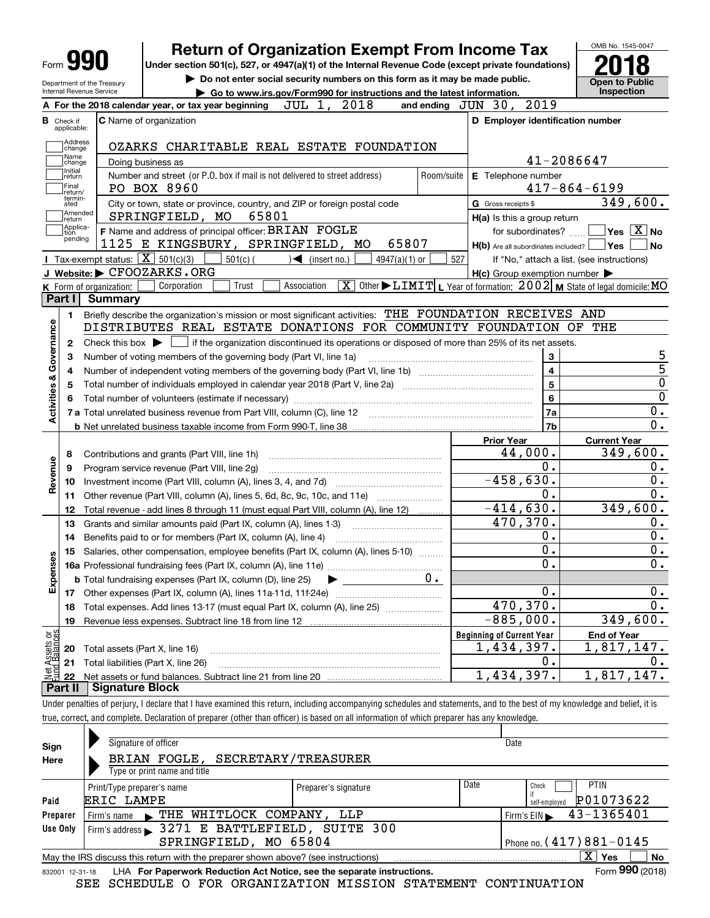# Form 990 — Return of Organization Exempt From Income Tax (2018)

Under section 501(c), 527, or 4947(a)(1) of the Internal Revenue Code (except private foundations)

▶ Do not enter social security numbers on this form as it may be made public.

▶ Go to www.irs.gov/Form990 for instructions and the latest information.

Department of the Treasury, Internal Revenue Service — OMB No. 1545-0047 — **Open to Public Inspection**

**A** For the 2018 calendar year, or tax year beginning JUL 1, 2018 and ending JUN 30, 2019

**B** Check if applicable: Address change; Name change; Initial return; Final return/terminated; Amended return; Application pending

**C** Name of organization: OZARKS CHARITABLE REAL ESTATE FOUNDATION

Doing business as

Number and street (or P.O. box if mail is not delivered to street address): PO BOX 8960 — Room/suite

City or town, state or province, country, and ZIP or foreign postal code: SPRINGFIELD, MO 65801

**D** Employer identification number: 41-2086647

**E** Telephone number: 417-864-6199

**G** Gross receipts $ 349,600.

**F** Name and address of principal officer: BRIAN FOGLE, 1125 E KINGSBURY, SPRINGFIELD, MO 65807

**H(a)** Is this a group return for subordinates? ☐ Yes ☒ No

**H(b)** Are all subordinates included? ☐ Yes ☐ No — If "No," attach a list. (see instructions)

**H(c)** Group exemption number ▶

**I** Tax-exempt status: ☒ 501(c)(3) ☐ 501(c) ( ) ◀ (insert no.) ☐ 4947(a)(1) or ☐ 527

**J** Website: ▶ CFOOZARKS.ORG

**K** Form of organization: ☐ Corporation ☐ Trust ☐ Association ☒ Other ▶ LIMIT — **L** Year of formation: 2002 — **M** State of legal domicile: MO

## Part I — Summary

**Activities & Governance**

1. Briefly describe the organization's mission or most significant activities: THE FOUNDATION RECEIVES AND DISTRIBUTES REAL ESTATE DONATIONS FOR COMMUNITY FOUNDATION OF THE
2. Check this box ▶ ☐ if the organization discontinued its operations or disposed of more than 25% of its net assets.

| Line | Description | No. | Value |
|---|---|---|---|
| 3 | Number of voting members of the governing body (Part VI, line 1a) | 3 | 5 |
| 4 | Number of independent voting members of the governing body (Part VI, line 1b) | 4 | 5 |
| 5 | Total number of individuals employed in calendar year 2018 (Part V, line 2a) | 5 | 0 |
| 6 | Total number of volunteers (estimate if necessary) | 6 | 0 |
| 7a | Total unrelated business revenue from Part VIII, column (C), line 12 | 7a | 0. |
| 7b | Net unrelated business taxable income from Form 990-T, line 38 | 7b | 0. |

| Line | Description | Prior Year | Current Year |
|---|---|---|---|
| **Revenue** | | | |
| 8 | Contributions and grants (Part VIII, line 1h) | 44,000. | 349,600. |
| 9 | Program service revenue (Part VIII, line 2g) | 0. | 0. |
| 10 | Investment income (Part VIII, column (A), lines 3, 4, and 7d) | -458,630. | 0. |
| 11 | Other revenue (Part VIII, column (A), lines 5, 6d, 8c, 9c, 10c, and 11e) | 0. | 0. |
| 12 | Total revenue - add lines 8 through 11 (must equal Part VIII, column (A), line 12) | -414,630. | 349,600. |
| **Expenses** | | | |
| 13 | Grants and similar amounts paid (Part IX, column (A), lines 1-3) | 470,370. | 0. |
| 14 | Benefits paid to or for members (Part IX, column (A), line 4) | 0. | 0. |
| 15 | Salaries, other compensation, employee benefits (Part IX, column (A), lines 5-10) | 0. | 0. |
| 16a | Professional fundraising fees (Part IX, column (A), line 11e) | 0. | 0. |
| b | Total fundraising expenses (Part IX, column (D), line 25) ▶ 0. | | |
| 17 | Other expenses (Part IX, column (A), lines 11a-11d, 11f-24e) | 0. | 0. |
| 18 | Total expenses. Add lines 13-17 (must equal Part IX, column (A), line 25) | 470,370. | 0. |
| 19 | Revenue less expenses. Subtract line 18 from line 12 | -885,000. | 349,600. |

| Line | Net Assets or Fund Balances | Beginning of Current Year | End of Year |
|---|---|---|---|
| 20 | Total assets (Part X, line 16) | 1,434,397. | 1,817,147. |
| 21 | Total liabilities (Part X, line 26) | 0. | 0. |
| 22 | Net assets or fund balances. Subtract line 21 from line 20 | 1,434,397. | 1,817,147. |

## Part II — Signature Block

Under penalties of perjury, I declare that I have examined this return, including accompanying schedules and statements, and to the best of my knowledge and belief, it is true, correct, and complete. Declaration of preparer (other than officer) is based on all information of which preparer has any knowledge.

**Sign Here**

Signature of officer — Date

BRIAN FOGLE, SECRETARY/TREASURER

Type or print name and title

**Paid Preparer Use Only**

| Print/Type preparer's name | Preparer's signature | Date | Check if self-employed | PTIN |
|---|---|---|---|---|
| ERIC LAMPE | | | ☐ | P01073622 |

Firm's name ▶ THE WHITLOCK COMPANY, LLP — Firm's EIN ▶ 43-1365401

Firm's address ▶ 3271 E BATTLEFIELD, SUITE 300, SPRINGFIELD, MO 65804 — Phone no. (417)881-0145

May the IRS discuss this return with the preparer shown above? (see instructions) ☒ Yes ☐ No

832001 12-31-18 LHA For Paperwork Reduction Act Notice, see the separate instructions. Form **990** (2018)

SEE SCHEDULE O FOR ORGANIZATION MISSION STATEMENT CONTINUATION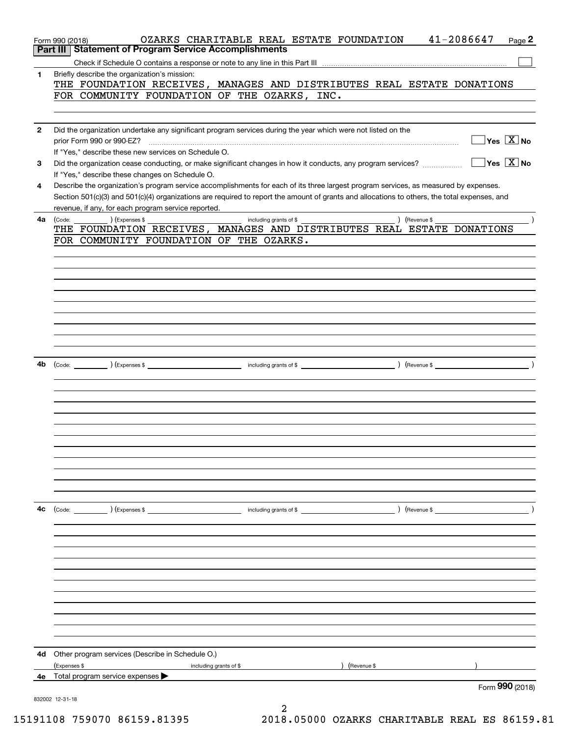Form 990 (2018) OZARKS CHARITABLE REAL ESTATE FOUNDATION 41-2086647 Page 2

## Part III Statement of Program Service Accomplishments

Check if Schedule O contains a response or note to any line in this Part III ☐

**1** Briefly describe the organization's mission:

THE FOUNDATION RECEIVES, MANAGES AND DISTRIBUTES REAL ESTATE DONATIONS FOR COMMUNITY FOUNDATION OF THE OZARKS, INC.

**2** Did the organization undertake any significant program services during the year which were not listed on the prior Form 990 or 990-EZ? ☐ Yes ☒ No

If "Yes," describe these new services on Schedule O.

**3** Did the organization cease conducting, or make significant changes in how it conducts, any program services? ☐ Yes ☒ No

If "Yes," describe these changes on Schedule O.

**4** Describe the organization's program service accomplishments for each of its three largest program services, as measured by expenses. Section 501(c)(3) and 501(c)(4) organizations are required to report the amount of grants and allocations to others, the total expenses, and revenue, if any, for each program service reported.

**4a** (Code: ) (Expenses $ including grants of $ ) (Revenue $ )

THE FOUNDATION RECEIVES, MANAGES AND DISTRIBUTES REAL ESTATE DONATIONS FOR COMMUNITY FOUNDATION OF THE OZARKS.

**4b** (Code: ) (Expenses $ including grants of $ ) (Revenue $ )

**4c** (Code: ) (Expenses $ including grants of $ ) (Revenue $ )

**4d** Other program services (Describe in Schedule O.)

(Expenses $ including grants of $ ) (Revenue $ )

**4e** Total program service expenses ▶

Form **990** (2018)

832002 12-31-18

15191108 759070 86159.81395 2018.05000 OZARKS CHARITABLE REAL ES 86159.81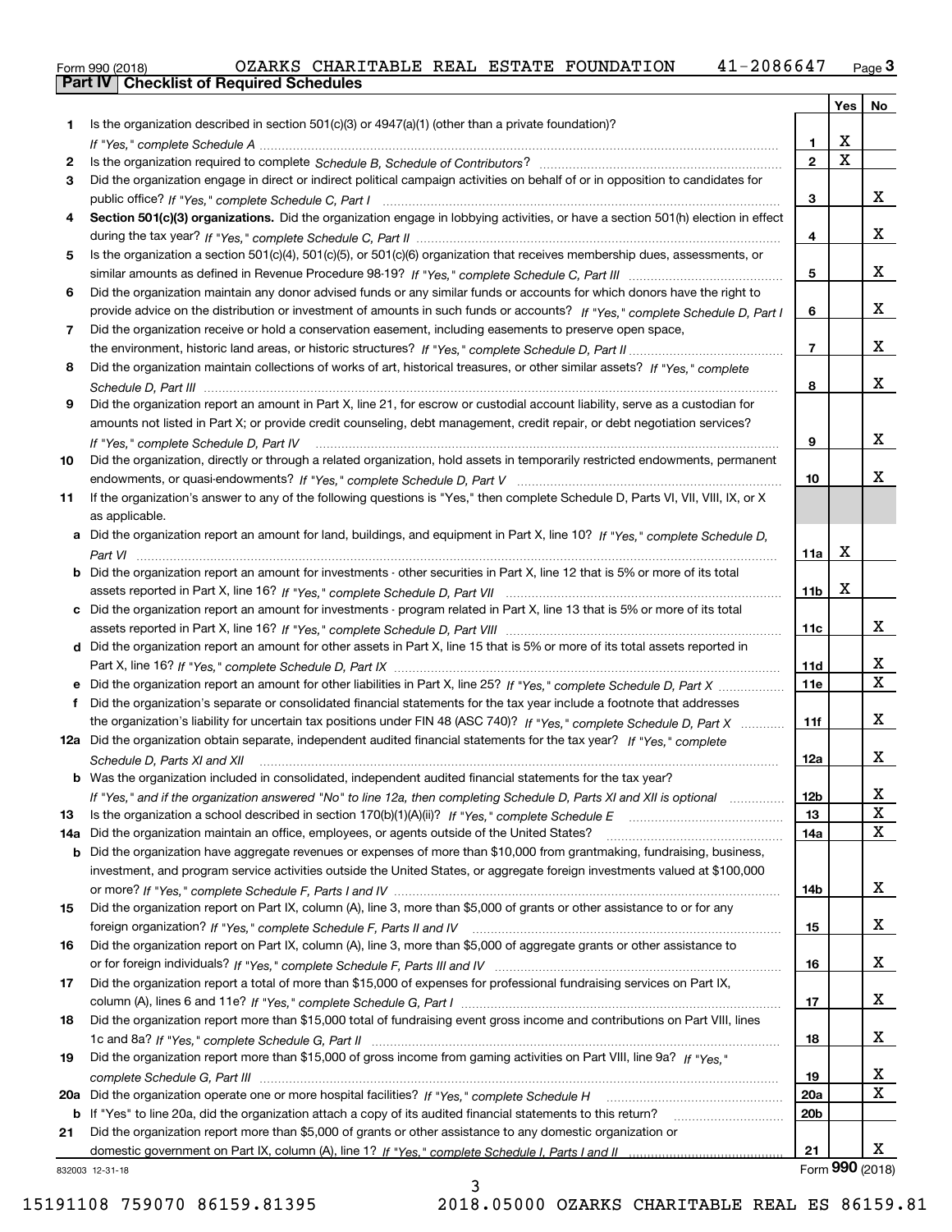Form 990 (2018) OZARKS CHARITABLE REAL ESTATE FOUNDATION 41-2086647 Page 3

**Part IV Checklist of Required Schedules**

| | | | Yes | No |
|---|---|---|---|---|
| 1 | Is the organization described in section 501(c)(3) or 4947(a)(1) (other than a private foundation)? *If "Yes," complete Schedule A* | 1 | X | |
| 2 | Is the organization required to complete *Schedule B, Schedule of Contributors*? | 2 | X | |
| 3 | Did the organization engage in direct or indirect political campaign activities on behalf of or in opposition to candidates for public office? *If "Yes," complete Schedule C, Part I* | 3 | | X |
| 4 | **Section 501(c)(3) organizations.** Did the organization engage in lobbying activities, or have a section 501(h) election in effect during the tax year? *If "Yes," complete Schedule C, Part II* | 4 | | X |
| 5 | Is the organization a section 501(c)(4), 501(c)(5), or 501(c)(6) organization that receives membership dues, assessments, or similar amounts as defined in Revenue Procedure 98-19? *If "Yes," complete Schedule C, Part III* | 5 | | X |
| 6 | Did the organization maintain any donor advised funds or any similar funds or accounts for which donors have the right to provide advice on the distribution or investment of amounts in such funds or accounts? *If "Yes," complete Schedule D, Part I* | 6 | | X |
| 7 | Did the organization receive or hold a conservation easement, including easements to preserve open space, the environment, historic land areas, or historic structures? *If "Yes," complete Schedule D, Part II* | 7 | | X |
| 8 | Did the organization maintain collections of works of art, historical treasures, or other similar assets? *If "Yes," complete Schedule D, Part III* | 8 | | X |
| 9 | Did the organization report an amount in Part X, line 21, for escrow or custodial account liability, serve as a custodian for amounts not listed in Part X; or provide credit counseling, debt management, credit repair, or debt negotiation services? *If "Yes," complete Schedule D, Part IV* | 9 | | X |
| 10 | Did the organization, directly or through a related organization, hold assets in temporarily restricted endowments, permanent endowments, or quasi-endowments? *If "Yes," complete Schedule D, Part V* | 10 | | X |
| 11 | If the organization's answer to any of the following questions is "Yes," then complete Schedule D, Parts VI, VII, VIII, IX, or X as applicable. | | | |
| a | Did the organization report an amount for land, buildings, and equipment in Part X, line 10? *If "Yes," complete Schedule D, Part VI* | 11a | X | |
| b | Did the organization report an amount for investments - other securities in Part X, line 12 that is 5% or more of its total assets reported in Part X, line 16? *If "Yes," complete Schedule D, Part VII* | 11b | X | |
| c | Did the organization report an amount for investments - program related in Part X, line 13 that is 5% or more of its total assets reported in Part X, line 16? *If "Yes," complete Schedule D, Part VIII* | 11c | | X |
| d | Did the organization report an amount for other assets in Part X, line 15 that is 5% or more of its total assets reported in Part X, line 16? *If "Yes," complete Schedule D, Part IX* | 11d | | X |
| e | Did the organization report an amount for other liabilities in Part X, line 25? *If "Yes," complete Schedule D, Part X* | 11e | | X |
| f | Did the organization's separate or consolidated financial statements for the tax year include a footnote that addresses the organization's liability for uncertain tax positions under FIN 48 (ASC 740)? *If "Yes," complete Schedule D, Part X* | 11f | | X |
| 12a | Did the organization obtain separate, independent audited financial statements for the tax year? *If "Yes," complete Schedule D, Parts XI and XII* | 12a | | X |
| b | Was the organization included in consolidated, independent audited financial statements for the tax year? *If "Yes," and if the organization answered "No" to line 12a, then completing Schedule D, Parts XI and XII is optional* | 12b | | X |
| 13 | Is the organization a school described in section 170(b)(1)(A)(ii)? *If "Yes," complete Schedule E* | 13 | | X |
| 14a | Did the organization maintain an office, employees, or agents outside of the United States? | 14a | | X |
| b | Did the organization have aggregate revenues or expenses of more than $10,000 from grantmaking, fundraising, business, investment, and program service activities outside the United States, or aggregate foreign investments valued at $100,000 or more? *If "Yes," complete Schedule F, Parts I and IV* | 14b | | X |
| 15 | Did the organization report on Part IX, column (A), line 3, more than $5,000 of grants or other assistance to or for any foreign organization? *If "Yes," complete Schedule F, Parts II and IV* | 15 | | X |
| 16 | Did the organization report on Part IX, column (A), line 3, more than $5,000 of aggregate grants or other assistance to or for foreign individuals? *If "Yes," complete Schedule F, Parts III and IV* | 16 | | X |
| 17 | Did the organization report a total of more than $15,000 of expenses for professional fundraising services on Part IX, column (A), lines 6 and 11e? *If "Yes," complete Schedule G, Part I* | 17 | | X |
| 18 | Did the organization report more than $15,000 total of fundraising event gross income and contributions on Part VIII, lines 1c and 8a? *If "Yes," complete Schedule G, Part II* | 18 | | X |
| 19 | Did the organization report more than $15,000 of gross income from gaming activities on Part VIII, line 9a? *If "Yes," complete Schedule G, Part III* | 19 | | X |
| 20a | Did the organization operate one or more hospital facilities? *If "Yes," complete Schedule H* | 20a | | X |
| b | If "Yes" to line 20a, did the organization attach a copy of its audited financial statements to this return? | 20b | | |
| 21 | Did the organization report more than $5,000 of grants or other assistance to any domestic organization or domestic government on Part IX, column (A), line 1? *If "Yes," complete Schedule I, Parts I and II* | 21 | | X |

832003 12-31-18 Form 990 (2018)

15191108 759070 86159.81395 2018.05000 OZARKS CHARITABLE REAL ES 86159.81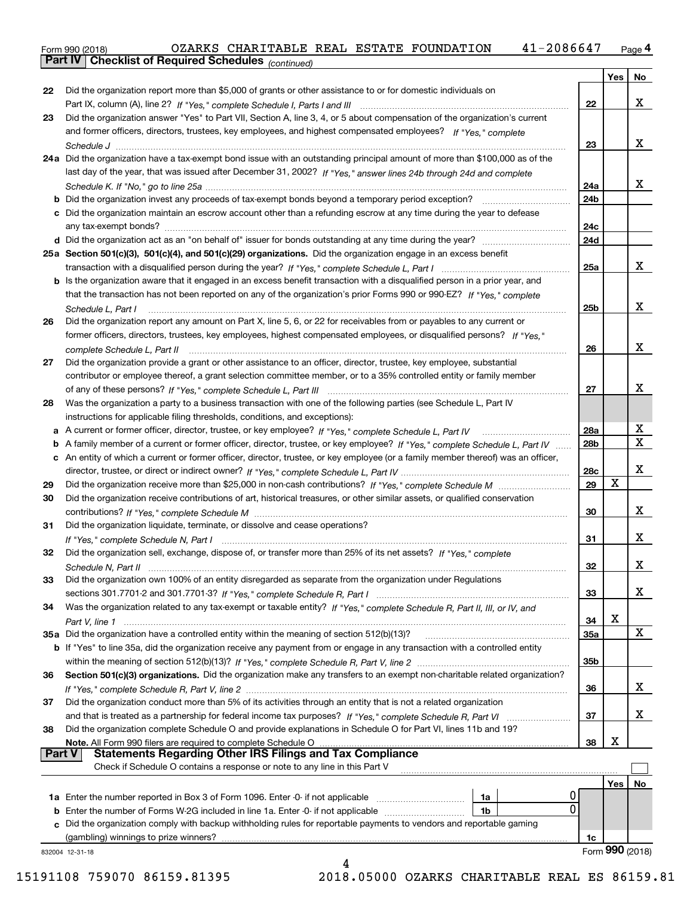Form 990 (2018) OZARKS CHARITABLE REAL ESTATE FOUNDATION 41-2086647 Page 4

## Part IV Checklist of Required Schedules *(continued)*

| | | | Yes | No |
|---|---|---|---|---|
| 22 | Did the organization report more than $5,000 of grants or other assistance to or for domestic individuals on Part IX, column (A), line 2? *If "Yes," complete Schedule I, Parts I and III* | 22 | | X |
| 23 | Did the organization answer "Yes" to Part VII, Section A, line 3, 4, or 5 about compensation of the organization's current and former officers, directors, trustees, key employees, and highest compensated employees? *If "Yes," complete Schedule J* | 23 | | X |
| 24a | Did the organization have a tax-exempt bond issue with an outstanding principal amount of more than $100,000 as of the last day of the year, that was issued after December 31, 2002? *If "Yes," answer lines 24b through 24d and complete Schedule K. If "No," go to line 25a* | 24a | | X |
| b | Did the organization invest any proceeds of tax-exempt bonds beyond a temporary period exception? | 24b | | |
| c | Did the organization maintain an escrow account other than a refunding escrow at any time during the year to defease any tax-exempt bonds? | 24c | | |
| d | Did the organization act as an "on behalf of" issuer for bonds outstanding at any time during the year? | 24d | | |
| 25a | **Section 501(c)(3), 501(c)(4), and 501(c)(29) organizations.** Did the organization engage in an excess benefit transaction with a disqualified person during the year? *If "Yes," complete Schedule L, Part I* | 25a | | X |
| b | Is the organization aware that it engaged in an excess benefit transaction with a disqualified person in a prior year, and that the transaction has not been reported on any of the organization's prior Forms 990 or 990-EZ? *If "Yes," complete Schedule L, Part I* | 25b | | X |
| 26 | Did the organization report any amount on Part X, line 5, 6, or 22 for receivables from or payables to any current or former officers, directors, trustees, key employees, highest compensated employees, or disqualified persons? *If "Yes," complete Schedule L, Part II* | 26 | | X |
| 27 | Did the organization provide a grant or other assistance to an officer, director, trustee, key employee, substantial contributor or employee thereof, a grant selection committee member, or to a 35% controlled entity or family member of any of these persons? *If "Yes," complete Schedule L, Part III* | 27 | | X |
| 28 | Was the organization a party to a business transaction with one of the following parties (see Schedule L, Part IV instructions for applicable filing thresholds, conditions, and exceptions): | | | |
| a | A current or former officer, director, trustee, or key employee? *If "Yes," complete Schedule L, Part IV* | 28a | | X |
| b | A family member of a current or former officer, director, trustee, or key employee? *If "Yes," complete Schedule L, Part IV* | 28b | | X |
| c | An entity of which a current or former officer, director, trustee, or key employee (or a family member thereof) was an officer, director, trustee, or direct or indirect owner? *If "Yes," complete Schedule L, Part IV* | 28c | | X |
| 29 | Did the organization receive more than $25,000 in non-cash contributions? *If "Yes," complete Schedule M* | 29 | X | |
| 30 | Did the organization receive contributions of art, historical treasures, or other similar assets, or qualified conservation contributions? *If "Yes," complete Schedule M* | 30 | | X |
| 31 | Did the organization liquidate, terminate, or dissolve and cease operations? *If "Yes," complete Schedule N, Part I* | 31 | | X |
| 32 | Did the organization sell, exchange, dispose of, or transfer more than 25% of its net assets? *If "Yes," complete Schedule N, Part II* | 32 | | X |
| 33 | Did the organization own 100% of an entity disregarded as separate from the organization under Regulations sections 301.7701-2 and 301.7701-3? *If "Yes," complete Schedule R, Part I* | 33 | | X |
| 34 | Was the organization related to any tax-exempt or taxable entity? *If "Yes," complete Schedule R, Part II, III, or IV, and Part V, line 1* | 34 | X | |
| 35a | Did the organization have a controlled entity within the meaning of section 512(b)(13)? | 35a | | X |
| b | If "Yes" to line 35a, did the organization receive any payment from or engage in any transaction with a controlled entity within the meaning of section 512(b)(13)? *If "Yes," complete Schedule R, Part V, line 2* | 35b | | |
| 36 | **Section 501(c)(3) organizations.** Did the organization make any transfers to an exempt non-charitable related organization? *If "Yes," complete Schedule R, Part V, line 2* | 36 | | X |
| 37 | Did the organization conduct more than 5% of its activities through an entity that is not a related organization and that is treated as a partnership for federal income tax purposes? *If "Yes," complete Schedule R, Part VI* | 37 | | X |
| 38 | Did the organization complete Schedule O and provide explanations in Schedule O for Part VI, lines 11b and 19? **Note.** All Form 990 filers are required to complete Schedule O | 38 | X | |

## Part V Statements Regarding Other IRS Filings and Tax Compliance

Check if Schedule O contains a response or note to any line in this Part V ☐

| | | | | | Yes | No |
|---|---|---|---|---|---|---|
| 1a | Enter the number reported in Box 3 of Form 1096. Enter -0- if not applicable | 1a | 0 | | | |
| b | Enter the number of Forms W-2G included in line 1a. Enter -0- if not applicable | 1b | 0 | | | |
| c | Did the organization comply with backup withholding rules for reportable payments to vendors and reportable gaming (gambling) winnings to prize winners? | | | 1c | | |

832004 12-31-18 Form **990** (2018)

15191108 759070 86159.81395 2018.05000 OZARKS CHARITABLE REAL ES 86159.81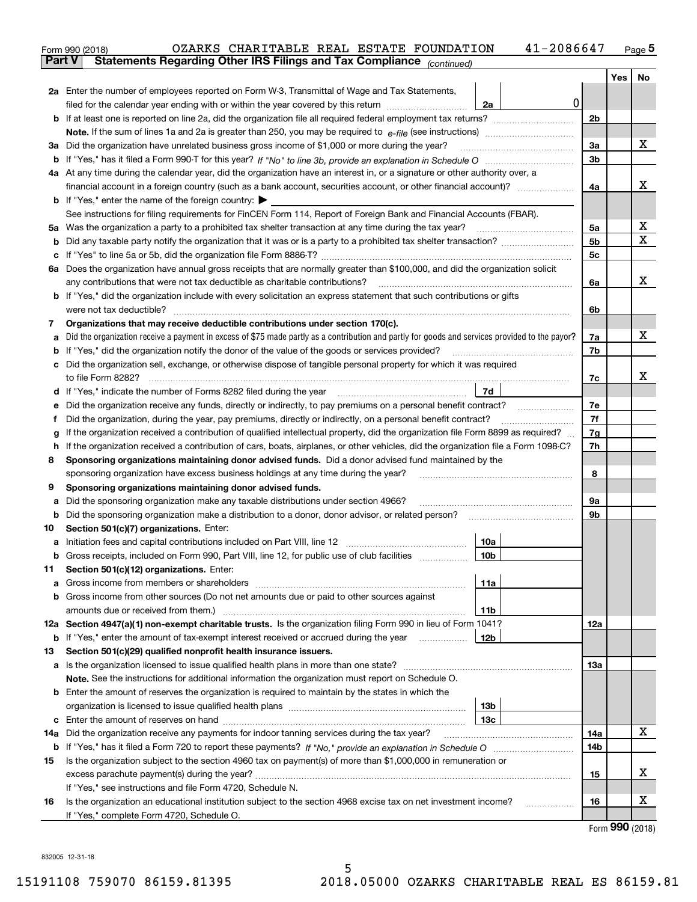Form 990 (2018) OZARKS CHARITABLE REAL ESTATE FOUNDATION 41-2086647

**Part V Statements Regarding Other IRS Filings and Tax Compliance** *(continued)*

| | | | | Yes | No |
|---|---|---|---|---|---|
| **2a** | Enter the number of employees reported on Form W-3, Transmittal of Wage and Tax Statements, filed for the calendar year ending with or within the year covered by this return | 2a 0 | | | |
| **b** | If at least one is reported on line 2a, did the organization file all required federal employment tax returns? | | 2b | | |
| | **Note.** If the sum of lines 1a and 2a is greater than 250, you may be required to *e-file* (see instructions) | | | | |
| **3a** | Did the organization have unrelated business gross income of $1,000 or more during the year? | | 3a | | X |
| **b** | If "Yes," has it filed a Form 990-T for this year? *If "No" to line 3b, provide an explanation in Schedule O* | | 3b | | |
| **4a** | At any time during the calendar year, did the organization have an interest in, or a signature or other authority over, a financial account in a foreign country (such as a bank account, securities account, or other financial account)? | | 4a | | X |
| **b** | If "Yes," enter the name of the foreign country: ▶ | | | | |
| | See instructions for filing requirements for FinCEN Form 114, Report of Foreign Bank and Financial Accounts (FBAR). | | | | |
| **5a** | Was the organization a party to a prohibited tax shelter transaction at any time during the tax year? | | 5a | | X |
| **b** | Did any taxable party notify the organization that it was or is a party to a prohibited tax shelter transaction? | | 5b | | X |
| **c** | If "Yes" to line 5a or 5b, did the organization file Form 8886-T? | | 5c | | |
| **6a** | Does the organization have annual gross receipts that are normally greater than $100,000, and did the organization solicit any contributions that were not tax deductible as charitable contributions? | | 6a | | X |
| **b** | If "Yes," did the organization include with every solicitation an express statement that such contributions or gifts were not tax deductible? | | 6b | | |
| **7** | **Organizations that may receive deductible contributions under section 170(c).** | | | | |
| **a** | Did the organization receive a payment in excess of $75 made partly as a contribution and partly for goods and services provided to the payor? | | 7a | | X |
| **b** | If "Yes," did the organization notify the donor of the value of the goods or services provided? | | 7b | | |
| **c** | Did the organization sell, exchange, or otherwise dispose of tangible personal property for which it was required to file Form 8282? | | 7c | | X |
| **d** | If "Yes," indicate the number of Forms 8282 filed during the year | 7d | | | |
| **e** | Did the organization receive any funds, directly or indirectly, to pay premiums on a personal benefit contract? | | 7e | | |
| **f** | Did the organization, during the year, pay premiums, directly or indirectly, on a personal benefit contract? | | 7f | | |
| **g** | If the organization received a contribution of qualified intellectual property, did the organization file Form 8899 as required? | | 7g | | |
| **h** | If the organization received a contribution of cars, boats, airplanes, or other vehicles, did the organization file a Form 1098-C? | | 7h | | |
| **8** | **Sponsoring organizations maintaining donor advised funds.** Did a donor advised fund maintained by the sponsoring organization have excess business holdings at any time during the year? | | 8 | | |
| **9** | **Sponsoring organizations maintaining donor advised funds.** | | | | |
| **a** | Did the sponsoring organization make any taxable distributions under section 4966? | | 9a | | |
| **b** | Did the sponsoring organization make a distribution to a donor, donor advisor, or related person? | | 9b | | |
| **10** | **Section 501(c)(7) organizations.** Enter: | | | | |
| **a** | Initiation fees and capital contributions included on Part VIII, line 12 | 10a | | | |
| **b** | Gross receipts, included on Form 990, Part VIII, line 12, for public use of club facilities | 10b | | | |
| **11** | **Section 501(c)(12) organizations.** Enter: | | | | |
| **a** | Gross income from members or shareholders | 11a | | | |
| **b** | Gross income from other sources (Do not net amounts due or paid to other sources against amounts due or received from them.) | 11b | | | |
| **12a** | **Section 4947(a)(1) non-exempt charitable trusts.** Is the organization filing Form 990 in lieu of Form 1041? | | 12a | | |
| **b** | If "Yes," enter the amount of tax-exempt interest received or accrued during the year | 12b | | | |
| **13** | **Section 501(c)(29) qualified nonprofit health insurance issuers.** | | | | |
| **a** | Is the organization licensed to issue qualified health plans in more than one state? | | 13a | | |
| | **Note.** See the instructions for additional information the organization must report on Schedule O. | | | | |
| **b** | Enter the amount of reserves the organization is required to maintain by the states in which the organization is licensed to issue qualified health plans | 13b | | | |
| **c** | Enter the amount of reserves on hand | 13c | | | |
| **14a** | Did the organization receive any payments for indoor tanning services during the tax year? | | 14a | | X |
| **b** | If "Yes," has it filed a Form 720 to report these payments? *If "No," provide an explanation in Schedule O* | | 14b | | |
| **15** | Is the organization subject to the section 4960 tax on payment(s) of more than $1,000,000 in remuneration or excess parachute payment(s) during the year? | | 15 | | X |
| | If "Yes," see instructions and file Form 4720, Schedule N. | | | | |
| **16** | Is the organization an educational institution subject to the section 4968 excise tax on net investment income? | | 16 | | X |
| | If "Yes," complete Form 4720, Schedule O. | | | | |

Form **990** (2018)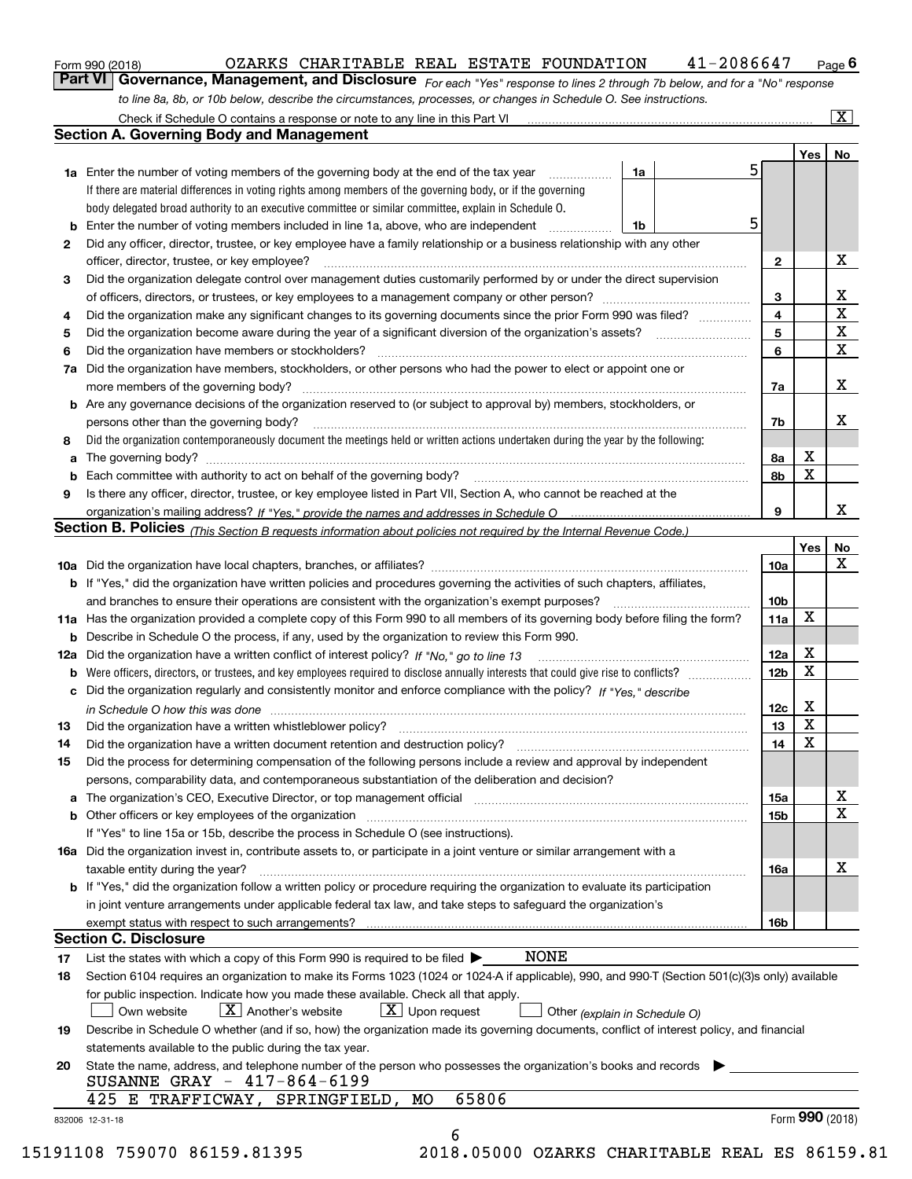Form 990 (2018) OZARKS CHARITABLE REAL ESTATE FOUNDATION 41-2086647 Page 6

## Part VI Governance, Management, and Disclosure

*For each "Yes" response to lines 2 through 7b below, and for a "No" response to line 8a, 8b, or 10b below, describe the circumstances, processes, or changes in Schedule O. See instructions.*

Check if Schedule O contains a response or note to any line in this Part VI [X]

### Section A. Governing Body and Management

| | | | | Yes | No |
|---|---|---|---|---|---|
| 1a | Enter the number of voting members of the governing body at the end of the tax year. If there are material differences in voting rights among members of the governing body, or if the governing body delegated broad authority to an executive committee or similar committee, explain in Schedule O. | 1a | 5 | | |
| b | Enter the number of voting members included in line 1a, above, who are independent | 1b | 5 | | |
| 2 | Did any officer, director, trustee, or key employee have a family relationship or a business relationship with any other officer, director, trustee, or key employee? | 2 | | | X |
| 3 | Did the organization delegate control over management duties customarily performed by or under the direct supervision of officers, directors, or trustees, or key employees to a management company or other person? | 3 | | | X |
| 4 | Did the organization make any significant changes to its governing documents since the prior Form 990 was filed? | 4 | | | X |
| 5 | Did the organization become aware during the year of a significant diversion of the organization's assets? | 5 | | | X |
| 6 | Did the organization have members or stockholders? | 6 | | | X |
| 7a | Did the organization have members, stockholders, or other persons who had the power to elect or appoint one or more members of the governing body? | 7a | | | X |
| b | Are any governance decisions of the organization reserved to (or subject to approval by) members, stockholders, or persons other than the governing body? | 7b | | | X |
| 8 | Did the organization contemporaneously document the meetings held or written actions undertaken during the year by the following: | | | | |
| a | The governing body? | 8a | | X | |
| b | Each committee with authority to act on behalf of the governing body? | 8b | | X | |
| 9 | Is there any officer, director, trustee, or key employee listed in Part VII, Section A, who cannot be reached at the organization's mailing address? *If "Yes," provide the names and addresses in Schedule O* | 9 | | | X |

### Section B. Policies *(This Section B requests information about policies not required by the Internal Revenue Code.)*

| | | | Yes | No |
|---|---|---|---|---|
| 10a | Did the organization have local chapters, branches, or affiliates? | 10a | | X |
| b | If "Yes," did the organization have written policies and procedures governing the activities of such chapters, affiliates, and branches to ensure their operations are consistent with the organization's exempt purposes? | 10b | | |
| 11a | Has the organization provided a complete copy of this Form 990 to all members of its governing body before filing the form? | 11a | X | |
| b | Describe in Schedule O the process, if any, used by the organization to review this Form 990. | | | |
| 12a | Did the organization have a written conflict of interest policy? *If "No," go to line 13* | 12a | X | |
| b | Were officers, directors, or trustees, and key employees required to disclose annually interests that could give rise to conflicts? | 12b | X | |
| c | Did the organization regularly and consistently monitor and enforce compliance with the policy? *If "Yes," describe in Schedule O how this was done* | 12c | X | |
| 13 | Did the organization have a written whistleblower policy? | 13 | X | |
| 14 | Did the organization have a written document retention and destruction policy? | 14 | X | |
| 15 | Did the process for determining compensation of the following persons include a review and approval by independent persons, comparability data, and contemporaneous substantiation of the deliberation and decision? | | | |
| a | The organization's CEO, Executive Director, or top management official | 15a | | X |
| b | Other officers or key employees of the organization | 15b | | X |
| | If "Yes" to line 15a or 15b, describe the process in Schedule O (see instructions). | | | |
| 16a | Did the organization invest in, contribute assets to, or participate in a joint venture or similar arrangement with a taxable entity during the year? | 16a | | X |
| b | If "Yes," did the organization follow a written policy or procedure requiring the organization to evaluate its participation in joint venture arrangements under applicable federal tax law, and take steps to safeguard the organization's exempt status with respect to such arrangements? | 16b | | |

### Section C. Disclosure

17 List the states with which a copy of this Form 990 is required to be filed ▶ NONE

18 Section 6104 requires an organization to make its Forms 1023 (1024 or 1024-A if applicable), 990, and 990-T (Section 501(c)(3)s only) available for public inspection. Indicate how you made these available. Check all that apply.

[ ] Own website [X] Another's website [X] Upon request [ ] Other *(explain in Schedule O)*

19 Describe in Schedule O whether (and if so, how) the organization made its governing documents, conflict of interest policy, and financial statements available to the public during the tax year.

20 State the name, address, and telephone number of the person who possesses the organization's books and records ▶

SUSANNE GRAY - 417-864-6199
425 E TRAFFICWAY, SPRINGFIELD, MO 65806

832006 12-31-18 Form **990** (2018)

15191108 759070 86159.81395 2018.05000 OZARKS CHARITABLE REAL ES 86159.81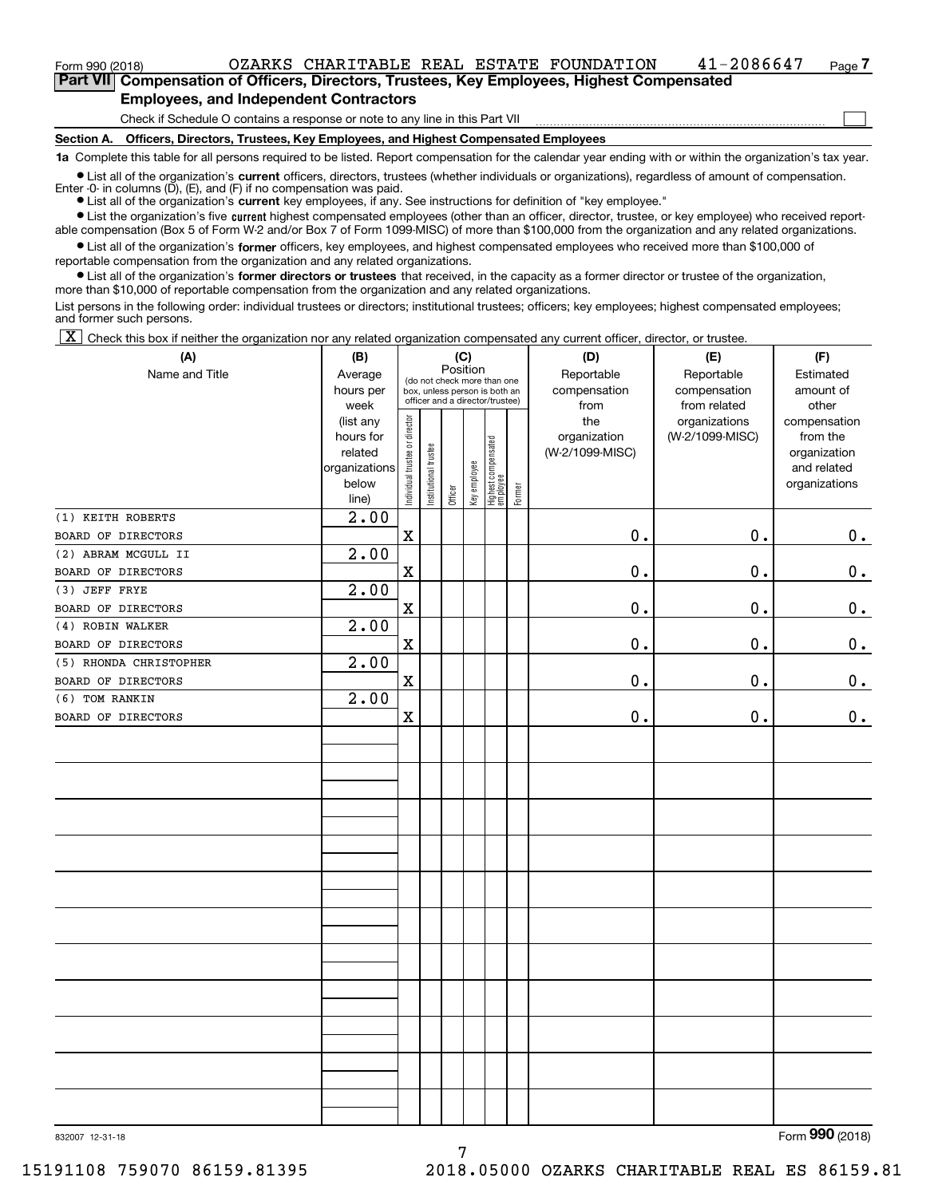Form 990 (2018) OZARKS CHARITABLE REAL ESTATE FOUNDATION 41-2086647

## Part VII Compensation of Officers, Directors, Trustees, Key Employees, Highest Compensated Employees, and Independent Contractors

Check if Schedule O contains a response or note to any line in this Part VII ☐

### Section A. Officers, Directors, Trustees, Key Employees, and Highest Compensated Employees

**1a** Complete this table for all persons required to be listed. Report compensation for the calendar year ending with or within the organization's tax year.

- List all of the organization's **current** officers, directors, trustees (whether individuals or organizations), regardless of amount of compensation. Enter -0- in columns (D), (E), and (F) if no compensation was paid.
- List all of the organization's **current** key employees, if any. See instructions for definition of "key employee."
- List the organization's five **current** highest compensated employees (other than an officer, director, trustee, or key employee) who received reportable compensation (Box 5 of Form W-2 and/or Box 7 of Form 1099-MISC) of more than $100,000 from the organization and any related organizations.
- List all of the organization's **former** officers, key employees, and highest compensated employees who received more than $100,000 of reportable compensation from the organization and any related organizations.
- List all of the organization's **former directors or trustees** that received, in the capacity as a former director or trustee of the organization, more than $10,000 of reportable compensation from the organization and any related organizations.

List persons in the following order: individual trustees or directors; institutional trustees; officers; key employees; highest compensated employees; and former such persons.

☒ Check this box if neither the organization nor any related organization compensated any current officer, director, or trustee.

| (A) Name and Title | (B) Average hours per week (list any hours for related organizations below line) | (C) Position: Individual trustee or director | Institutional trustee | Officer | Key employee | Highest compensated employee | Former | (D) Reportable compensation from the organization (W-2/1099-MISC) | (E) Reportable compensation from related organizations (W-2/1099-MISC) | (F) Estimated amount of other compensation from the organization and related organizations |
|---|---|---|---|---|---|---|---|---|---|---|
| (1) KEITH ROBERTS<br>BOARD OF DIRECTORS | 2.00 | X | | | | | | 0. | 0. | 0. |
| (2) ABRAM MCGULL II<br>BOARD OF DIRECTORS | 2.00 | X | | | | | | 0. | 0. | 0. |
| (3) JEFF FRYE<br>BOARD OF DIRECTORS | 2.00 | X | | | | | | 0. | 0. | 0. |
| (4) ROBIN WALKER<br>BOARD OF DIRECTORS | 2.00 | X | | | | | | 0. | 0. | 0. |
| (5) RHONDA CHRISTOPHER<br>BOARD OF DIRECTORS | 2.00 | X | | | | | | 0. | 0. | 0. |
| (6) TOM RANKIN<br>BOARD OF DIRECTORS | 2.00 | X | | | | | | 0. | 0. | 0. |

832007 12-31-18

Form **990** (2018)

15191108 759070 86159.81395 2018.05000 OZARKS CHARITABLE REAL ES 86159.81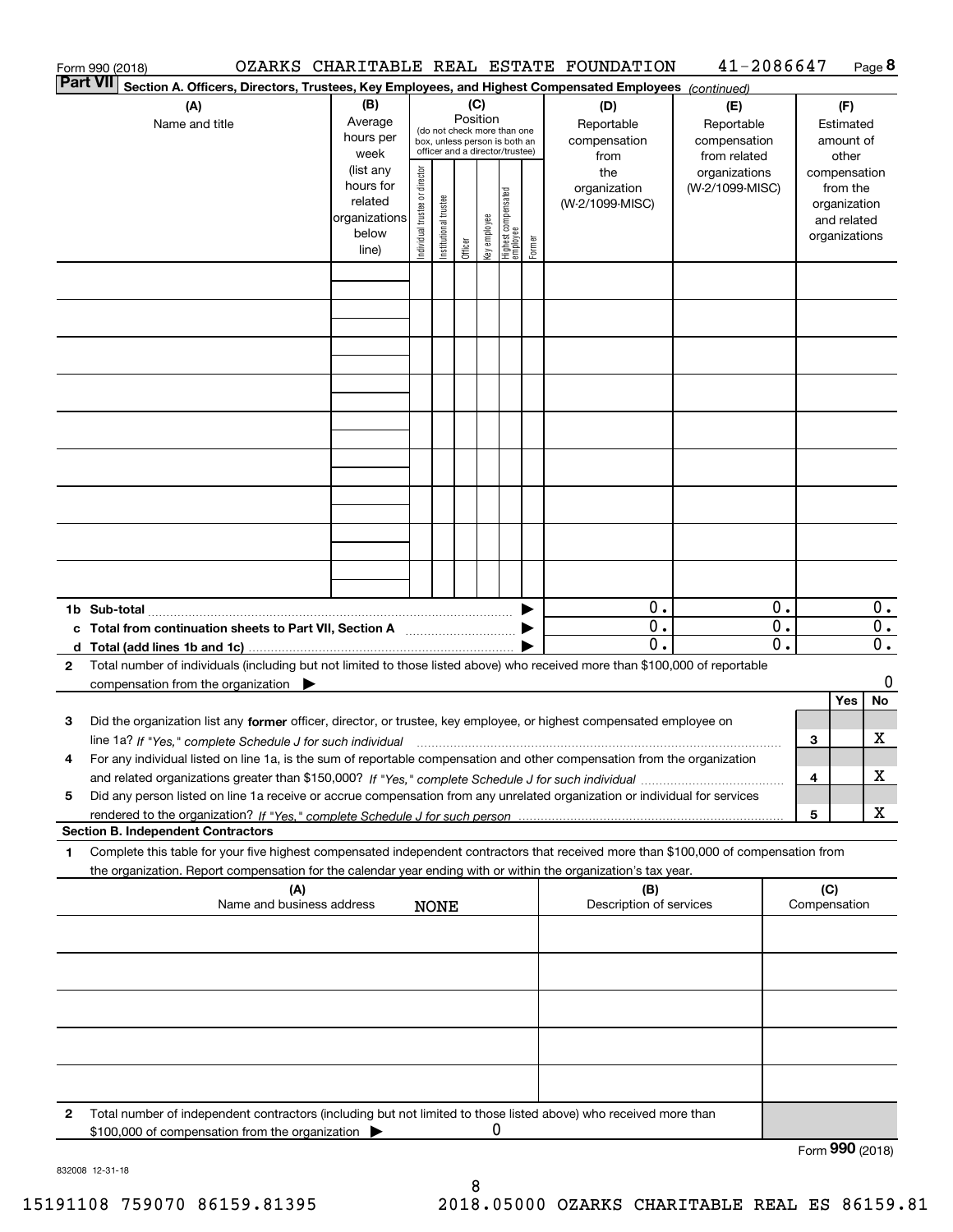Form 990 (2018) OZARKS CHARITABLE REAL ESTATE FOUNDATION 41-2086647 Page **8**

**Part VII** **Section A. Officers, Directors, Trustees, Key Employees, and Highest Compensated Employees** *(continued)*

| (A) Name and title | (B) Average hours per week (list any hours for related organizations below line) | (C) Position (do not check more than one box, unless person is both an officer and a director/trustee): Individual trustee or director | Institutional trustee | Officer | Key employee | Highest compensated employee | Former | (D) Reportable compensation from the organization (W-2/1099-MISC) | (E) Reportable compensation from related organizations (W-2/1099-MISC) | (F) Estimated amount of other compensation from the organization and related organizations |
|---|---|---|---|---|---|---|---|---|---|---|
| | | | | | | | | | | |
| | | | | | | | | | | |
| | | | | | | | | | | |
| | | | | | | | | | | |
| | | | | | | | | | | |
| | | | | | | | | | | |
| | | | | | | | | | | |
| | | | | | | | | | | |
| | | | | | | | | | | |
| **1b Sub-total** | | | | | | | | 0. | 0. | 0. |
| **c Total from continuation sheets to Part VII, Section A** | | | | | | | | 0. | 0. | 0. |
| **d Total (add lines 1b and 1c)** | | | | | | | | 0. | 0. | 0. |

**2** Total number of individuals (including but not limited to those listed above) who received more than $100,000 of reportable compensation from the organization ▶ 0

| | | Yes | No |
|---|---|---|---|
| **3** Did the organization list any **former** officer, director, or trustee, key employee, or highest compensated employee on line 1a? *If "Yes," complete Schedule J for such individual* | 3 | | X |
| **4** For any individual listed on line 1a, is the sum of reportable compensation and other compensation from the organization and related organizations greater than $150,000? *If "Yes," complete Schedule J for such individual* | 4 | | X |
| **5** Did any person listed on line 1a receive or accrue compensation from any unrelated organization or individual for services rendered to the organization? *If "Yes," complete Schedule J for such person* | 5 | | X |

**Section B. Independent Contractors**

**1** Complete this table for your five highest compensated independent contractors that received more than $100,000 of compensation from the organization. Report compensation for the calendar year ending with or within the organization's tax year.

| (A) Name and business address | (B) Description of services | (C) Compensation |
|---|---|---|
| NONE | | |
| | | |
| | | |
| | | |
| | | |

**2** Total number of independent contractors (including but not limited to those listed above) who received more than $100,000 of compensation from the organization ▶ 0

Form **990** (2018)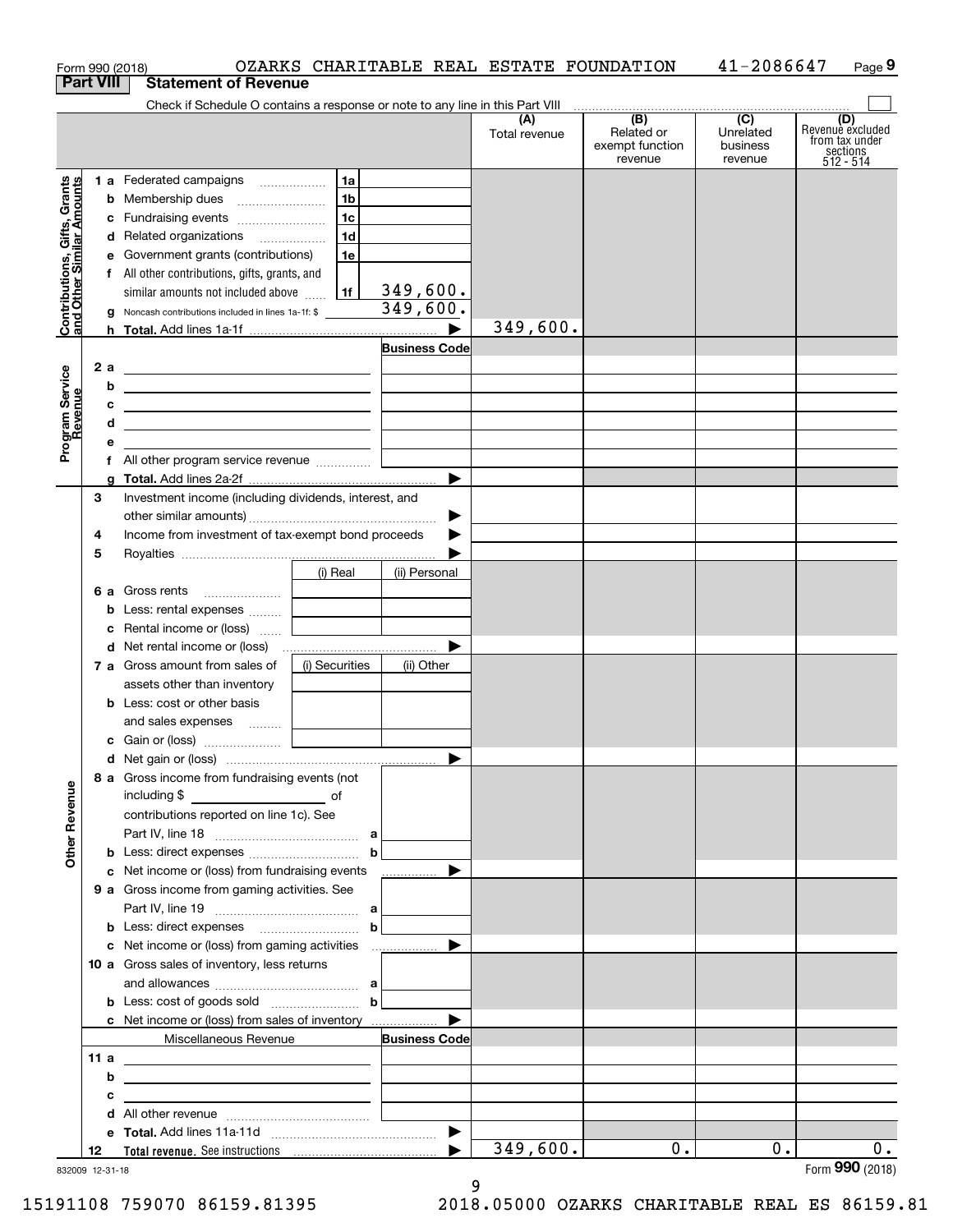Form 990 (2018) OZARKS CHARITABLE REAL ESTATE FOUNDATION 41-2086647

## Part VIII Statement of Revenue

Check if Schedule O contains a response or note to any line in this Part VIII

| | | | | (A) Total revenue | (B) Related or exempt function revenue | (C) Unrelated business revenue | (D) Revenue excluded from tax under sections 512 - 514 |
|---|---|---|---|---|---|---|---|
| **Contributions, Gifts, Grants and Other Similar Amounts** | 1 a Federated campaigns | 1a | | | | | |
| | b Membership dues | 1b | | | | | |
| | c Fundraising events | 1c | | | | | |
| | d Related organizations | 1d | | | | | |
| | e Government grants (contributions) | 1e | | | | | |
| | f All other contributions, gifts, grants, and similar amounts not included above | 1f | 349,600. | | | | |
| | g Noncash contributions included in lines 1a-1f: $ | | 349,600. | | | | |
| | h **Total.** Add lines 1a-1f | | ▶ | 349,600. | | | |
| **Program Service Revenue** | | | Business Code | | | | |
| | 2 a | | | | | | |
| | b | | | | | | |
| | c | | | | | | |
| | d | | | | | | |
| | e | | | | | | |
| | f All other program service revenue | | | | | | |
| | g **Total.** Add lines 2a-2f | | ▶ | | | | |
| | 3 Investment income (including dividends, interest, and other similar amounts) | | ▶ | | | | |
| | 4 Income from investment of tax-exempt bond proceeds | | ▶ | | | | |
| | 5 Royalties | | ▶ | | | | |
| | | (i) Real | (ii) Personal | | | | |
| | 6 a Gross rents | | | | | | |
| | b Less: rental expenses | | | | | | |
| | c Rental income or (loss) | | | | | | |
| | d Net rental income or (loss) | | ▶ | | | | |
| | 7 a Gross amount from sales of assets other than inventory | (i) Securities | (ii) Other | | | | |
| | b Less: cost or other basis and sales expenses | | | | | | |
| | c Gain or (loss) | | | | | | |
| | d Net gain or (loss) | | ▶ | | | | |
| **Other Revenue** | 8 a Gross income from fundraising events (not including $ of contributions reported on line 1c). See Part IV, line 18 | a | | | | | |
| | b Less: direct expenses | b | | | | | |
| | c Net income or (loss) from fundraising events | | ▶ | | | | |
| | 9 a Gross income from gaming activities. See Part IV, line 19 | a | | | | | |
| | b Less: direct expenses | b | | | | | |
| | c Net income or (loss) from gaming activities | | ▶ | | | | |
| | 10 a Gross sales of inventory, less returns and allowances | a | | | | | |
| | b Less: cost of goods sold | b | | | | | |
| | c Net income or (loss) from sales of inventory | | ▶ | | | | |
| | Miscellaneous Revenue | | Business Code | | | | |
| | 11 a | | | | | | |
| | b | | | | | | |
| | c | | | | | | |
| | d All other revenue | | | | | | |
| | e **Total.** Add lines 11a-11d | | ▶ | | | | |
| | 12 **Total revenue.** See instructions | | ▶ | 349,600. | 0. | 0. | 0. |

832009 12-31-18 Form **990** (2018)

15191108 759070 86159.81395 2018.05000 OZARKS CHARITABLE REAL ES 86159.81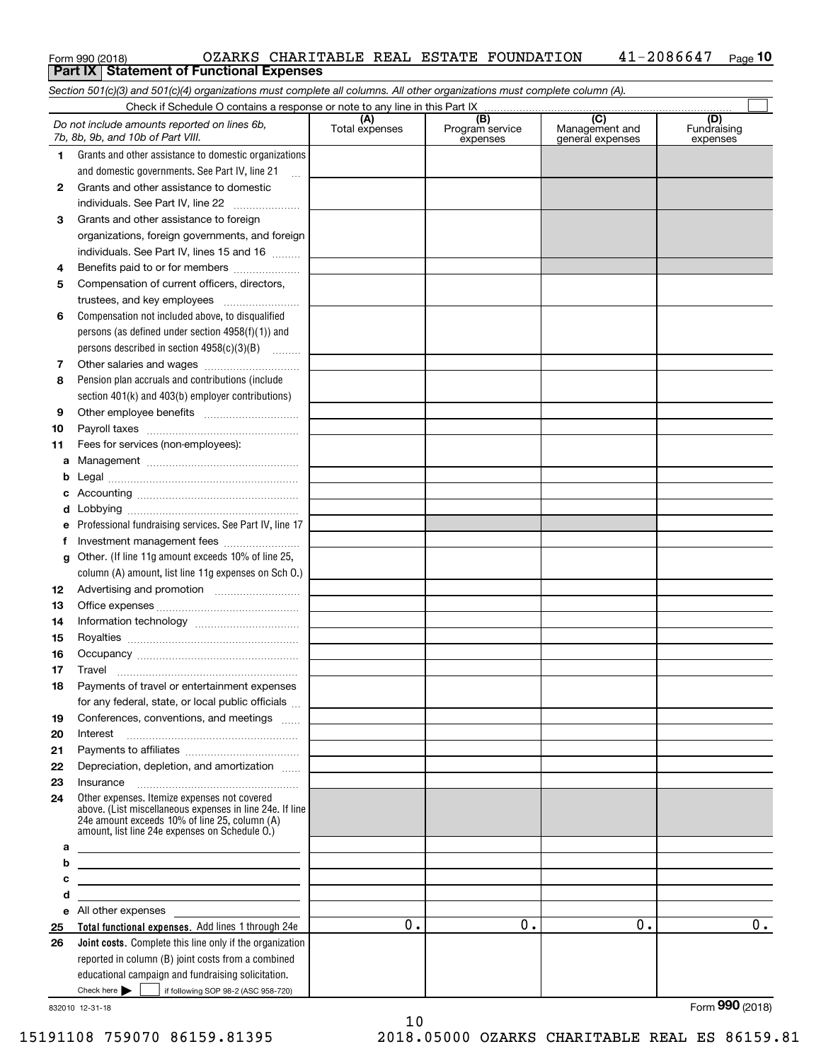Form 990 (2018) OZARKS CHARITABLE REAL ESTATE FOUNDATION 41-2086647

## Part IX Statement of Functional Expenses

*Section 501(c)(3) and 501(c)(4) organizations must complete all columns. All other organizations must complete column (A).*

Check if Schedule O contains a response or note to any line in this Part IX

| *Do not include amounts reported on lines 6b, 7b, 8b, 9b, and 10b of Part VIII.* | (A) Total expenses | (B) Program service expenses | (C) Management and general expenses | (D) Fundraising expenses |
|---|---|---|---|---|
| 1 Grants and other assistance to domestic organizations and domestic governments. See Part IV, line 21 | | | | |
| 2 Grants and other assistance to domestic individuals. See Part IV, line 22 | | | | |
| 3 Grants and other assistance to foreign organizations, foreign governments, and foreign individuals. See Part IV, lines 15 and 16 | | | | |
| 4 Benefits paid to or for members | | | | |
| 5 Compensation of current officers, directors, trustees, and key employees | | | | |
| 6 Compensation not included above, to disqualified persons (as defined under section 4958(f)(1)) and persons described in section 4958(c)(3)(B) | | | | |
| 7 Other salaries and wages | | | | |
| 8 Pension plan accruals and contributions (include section 401(k) and 403(b) employer contributions) | | | | |
| 9 Other employee benefits | | | | |
| 10 Payroll taxes | | | | |
| 11 Fees for services (non-employees): | | | | |
| a Management | | | | |
| b Legal | | | | |
| c Accounting | | | | |
| d Lobbying | | | | |
| e Professional fundraising services. See Part IV, line 17 | | | | |
| f Investment management fees | | | | |
| g Other. (If line 11g amount exceeds 10% of line 25, column (A) amount, list line 11g expenses on Sch O.) | | | | |
| 12 Advertising and promotion | | | | |
| 13 Office expenses | | | | |
| 14 Information technology | | | | |
| 15 Royalties | | | | |
| 16 Occupancy | | | | |
| 17 Travel | | | | |
| 18 Payments of travel or entertainment expenses for any federal, state, or local public officials | | | | |
| 19 Conferences, conventions, and meetings | | | | |
| 20 Interest | | | | |
| 21 Payments to affiliates | | | | |
| 22 Depreciation, depletion, and amortization | | | | |
| 23 Insurance | | | | |
| 24 Other expenses. Itemize expenses not covered above. (List miscellaneous expenses in line 24e. If line 24e amount exceeds 10% of line 25, column (A) amount, list line 24e expenses on Schedule O.) | | | | |
| a | | | | |
| b | | | | |
| c | | | | |
| d | | | | |
| e All other expenses | | | | |
| 25 **Total functional expenses.** Add lines 1 through 24e | 0. | 0. | 0. | 0. |
| 26 **Joint costs.** Complete this line only if the organization reported in column (B) joint costs from a combined educational campaign and fundraising solicitation. Check here ☐ if following SOP 98-2 (ASC 958-720) | | | | |

832010 12-31-18

Form **990** (2018)

15191108 759070 86159.81395 2018.05000 OZARKS CHARITABLE REAL ES 86159.81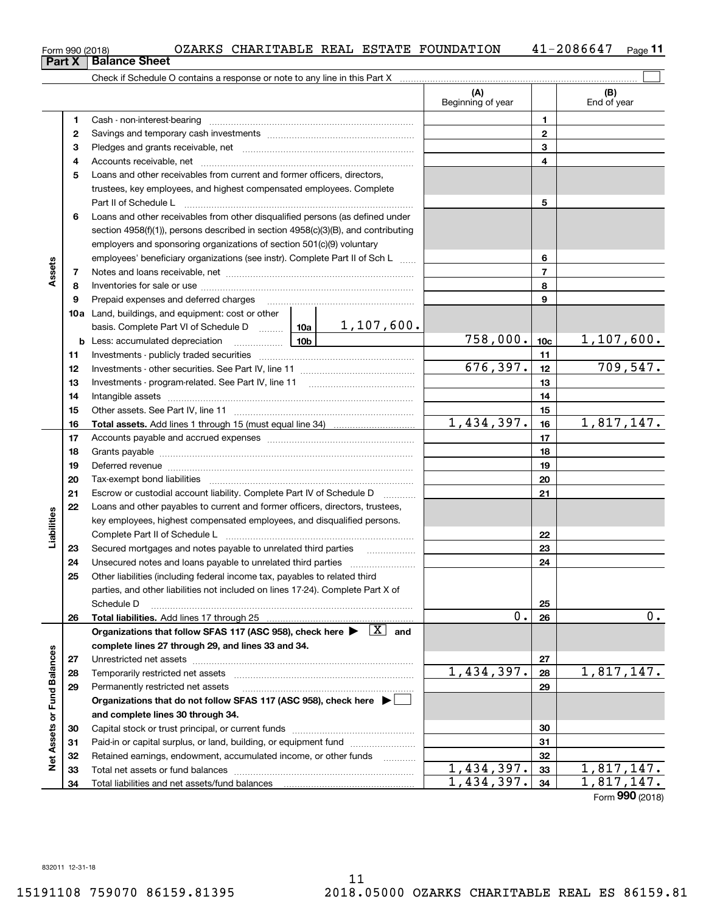Form 990 (2018) OZARKS CHARITABLE REAL ESTATE FOUNDATION 41-2086647

## Part X Balance Sheet

Check if Schedule O contains a response or note to any line in this Part X

| | | | | | (A) Beginning of year | | (B) End of year |
|---|---|---|---|---|---|---|---|
| Assets | 1 | Cash - non-interest-bearing | | | | 1 | |
| | 2 | Savings and temporary cash investments | | | | 2 | |
| | 3 | Pledges and grants receivable, net | | | | 3 | |
| | 4 | Accounts receivable, net | | | | 4 | |
| | 5 | Loans and other receivables from current and former officers, directors, trustees, key employees, and highest compensated employees. Complete Part II of Schedule L | | | | 5 | |
| | 6 | Loans and other receivables from other disqualified persons (as defined under section 4958(f)(1)), persons described in section 4958(c)(3)(B), and contributing employers and sponsoring organizations of section 501(c)(9) voluntary employees' beneficiary organizations (see instr). Complete Part II of Sch L | | | | 6 | |
| | 7 | Notes and loans receivable, net | | | | 7 | |
| | 8 | Inventories for sale or use | | | | 8 | |
| | 9 | Prepaid expenses and deferred charges | | | | 9 | |
| | 10a | Land, buildings, and equipment: cost or other basis. Complete Part VI of Schedule D | 10a | 1,107,600. | | | |
| | b | Less: accumulated depreciation | 10b | | 758,000. | 10c | 1,107,600. |
| | 11 | Investments - publicly traded securities | | | | 11 | |
| | 12 | Investments - other securities. See Part IV, line 11 | | | 676,397. | 12 | 709,547. |
| | 13 | Investments - program-related. See Part IV, line 11 | | | | 13 | |
| | 14 | Intangible assets | | | | 14 | |
| | 15 | Other assets. See Part IV, line 11 | | | | 15 | |
| | 16 | **Total assets.** Add lines 1 through 15 (must equal line 34) | | | 1,434,397. | 16 | 1,817,147. |
| Liabilities | 17 | Accounts payable and accrued expenses | | | | 17 | |
| | 18 | Grants payable | | | | 18 | |
| | 19 | Deferred revenue | | | | 19 | |
| | 20 | Tax-exempt bond liabilities | | | | 20 | |
| | 21 | Escrow or custodial account liability. Complete Part IV of Schedule D | | | | 21 | |
| | 22 | Loans and other payables to current and former officers, directors, trustees, key employees, highest compensated employees, and disqualified persons. Complete Part II of Schedule L | | | | 22 | |
| | 23 | Secured mortgages and notes payable to unrelated third parties | | | | 23 | |
| | 24 | Unsecured notes and loans payable to unrelated third parties | | | | 24 | |
| | 25 | Other liabilities (including federal income tax, payables to related third parties, and other liabilities not included on lines 17-24). Complete Part X of Schedule D | | | | 25 | |
| | 26 | **Total liabilities.** Add lines 17 through 25 | | | 0. | 26 | 0. |
| Net Assets or Fund Balances | | **Organizations that follow SFAS 117 (ASC 958), check here ▶ [X] and complete lines 27 through 29, and lines 33 and 34.** | | | | | |
| | 27 | Unrestricted net assets | | | | 27 | |
| | 28 | Temporarily restricted net assets | | | 1,434,397. | 28 | 1,817,147. |
| | 29 | Permanently restricted net assets | | | | 29 | |
| | | **Organizations that do not follow SFAS 117 (ASC 958), check here ▶ [ ] and complete lines 30 through 34.** | | | | | |
| | 30 | Capital stock or trust principal, or current funds | | | | 30 | |
| | 31 | Paid-in or capital surplus, or land, building, or equipment fund | | | | 31 | |
| | 32 | Retained earnings, endowment, accumulated income, or other funds | | | | 32 | |
| | 33 | Total net assets or fund balances | | | 1,434,397. | 33 | 1,817,147. |
| | 34 | Total liabilities and net assets/fund balances | | | 1,434,397. | 34 | 1,817,147. |

Form **990** (2018)

832011 12-31-18

15191108 759070 86159.81395 2018.05000 OZARKS CHARITABLE REAL ES 86159.81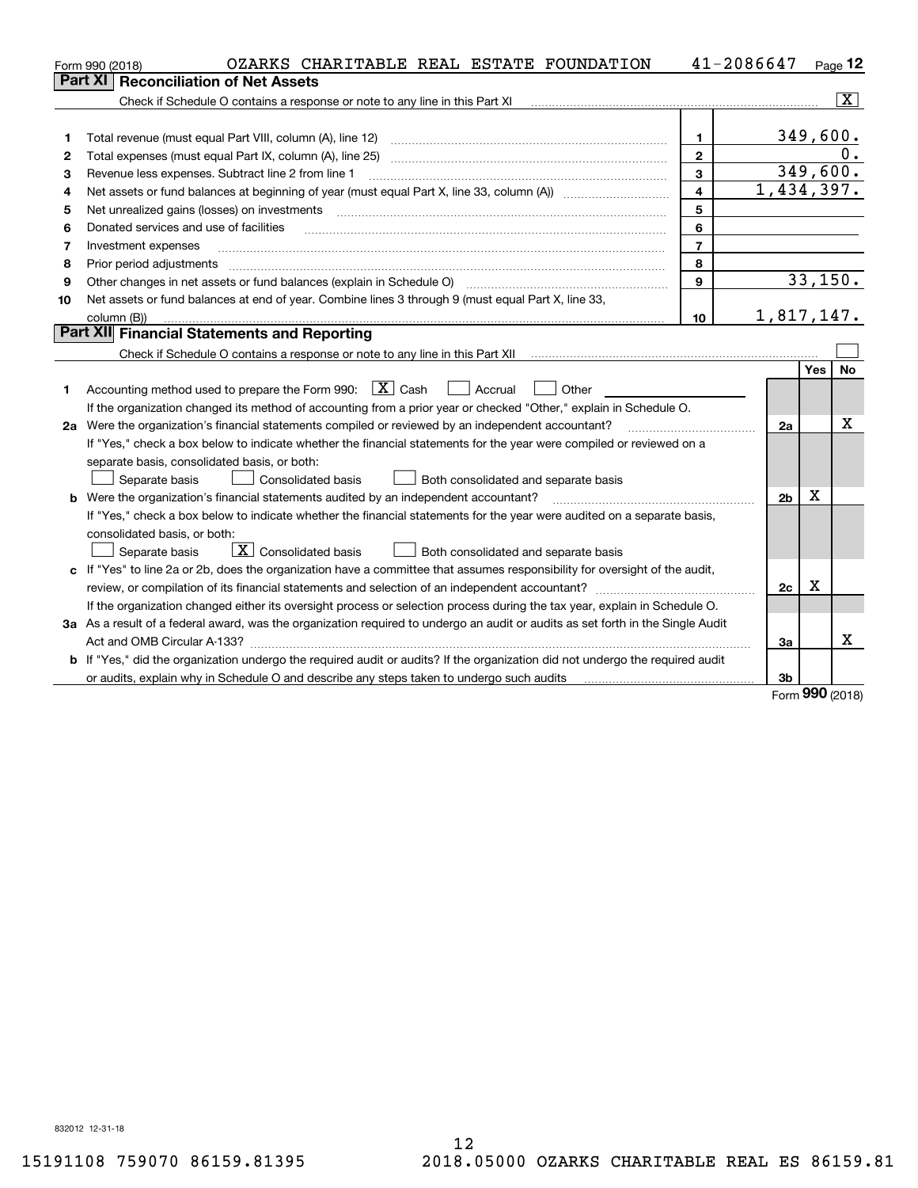Form 990 (2018) OZARKS CHARITABLE REAL ESTATE FOUNDATION 41-2086647 Page **12**

## Part XI Reconciliation of Net Assets

Check if Schedule O contains a response or note to any line in this Part XI ☒

| | | | |
|---|---|---|---|
| 1 | Total revenue (must equal Part VIII, column (A), line 12) | 1 | 349,600. |
| 2 | Total expenses (must equal Part IX, column (A), line 25) | 2 | 0. |
| 3 | Revenue less expenses. Subtract line 2 from line 1 | 3 | 349,600. |
| 4 | Net assets or fund balances at beginning of year (must equal Part X, line 33, column (A)) | 4 | 1,434,397. |
| 5 | Net unrealized gains (losses) on investments | 5 | |
| 6 | Donated services and use of facilities | 6 | |
| 7 | Investment expenses | 7 | |
| 8 | Prior period adjustments | 8 | |
| 9 | Other changes in net assets or fund balances (explain in Schedule O) | 9 | 33,150. |
| 10 | Net assets or fund balances at end of year. Combine lines 3 through 9 (must equal Part X, line 33, column (B)) | 10 | 1,817,147. |

## Part XII Financial Statements and Reporting

Check if Schedule O contains a response or note to any line in this Part XII ☐

| | | | Yes | No |
|---|---|---|---|---|
| 1 | Accounting method used to prepare the Form 990: ☒ Cash ☐ Accrual ☐ Other<br>If the organization changed its method of accounting from a prior year or checked "Other," explain in Schedule O. | | | |
| 2a | Were the organization's financial statements compiled or reviewed by an independent accountant?<br>If "Yes," check a box below to indicate whether the financial statements for the year were compiled or reviewed on a separate basis, consolidated basis, or both:<br>☐ Separate basis ☐ Consolidated basis ☐ Both consolidated and separate basis | 2a | | X |
| b | Were the organization's financial statements audited by an independent accountant?<br>If "Yes," check a box below to indicate whether the financial statements for the year were audited on a separate basis, consolidated basis, or both:<br>☐ Separate basis ☒ Consolidated basis ☐ Both consolidated and separate basis | 2b | X | |
| c | If "Yes" to line 2a or 2b, does the organization have a committee that assumes responsibility for oversight of the audit, review, or compilation of its financial statements and selection of an independent accountant?<br>If the organization changed either its oversight process or selection process during the tax year, explain in Schedule O. | 2c | X | |
| 3a | As a result of a federal award, was the organization required to undergo an audit or audits as set forth in the Single Audit Act and OMB Circular A-133? | 3a | | X |
| b | If "Yes," did the organization undergo the required audit or audits? If the organization did not undergo the required audit or audits, explain why in Schedule O and describe any steps taken to undergo such audits | 3b | | |

Form **990** (2018)

832012 12-31-18

15191108 759070 86159.81395 2018.05000 OZARKS CHARITABLE REAL ES 86159.81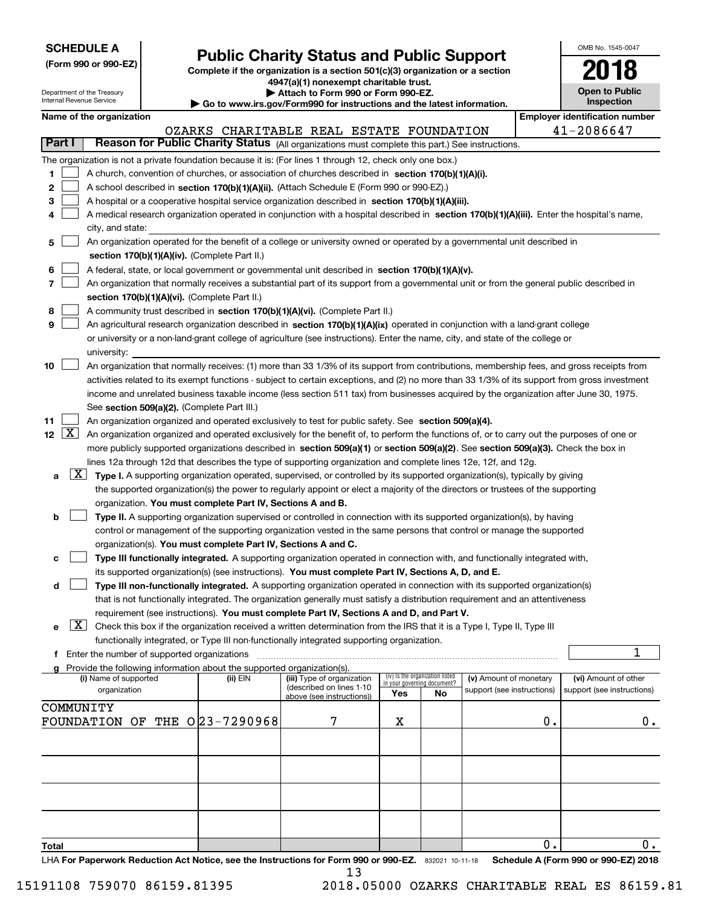**SCHEDULE A**
**(Form 990 or 990-EZ)**

Department of the Treasury
Internal Revenue Service

# Public Charity Status and Public Support

**Complete if the organization is a section 501(c)(3) organization or a section 4947(a)(1) nonexempt charitable trust.**
**▶ Attach to Form 990 or Form 990-EZ.**
**▶ Go to www.irs.gov/Form990 for instructions and the latest information.**

OMB No. 1545-0047

**2018**

**Open to Public Inspection**

**Name of the organization:** OZARKS CHARITABLE REAL ESTATE FOUNDATION

**Employer identification number:** 41-2086647

## Part I — Reason for Public Charity Status (All organizations must complete this part.) See instructions.

The organization is not a private foundation because it is: (For lines 1 through 12, check only one box.)

1. [ ] A church, convention of churches, or association of churches described in **section 170(b)(1)(A)(i).**
2. [ ] A school described in **section 170(b)(1)(A)(ii).** (Attach Schedule E (Form 990 or 990-EZ).)
3. [ ] A hospital or a cooperative hospital service organization described in **section 170(b)(1)(A)(iii).**
4. [ ] A medical research organization operated in conjunction with a hospital described in **section 170(b)(1)(A)(iii).** Enter the hospital's name, city, and state:
5. [ ] An organization operated for the benefit of a college or university owned or operated by a governmental unit described in **section 170(b)(1)(A)(iv).** (Complete Part II.)
6. [ ] A federal, state, or local government or governmental unit described in **section 170(b)(1)(A)(v).**
7. [ ] An organization that normally receives a substantial part of its support from a governmental unit or from the general public described in **section 170(b)(1)(A)(vi).** (Complete Part II.)
8. [ ] A community trust described in **section 170(b)(1)(A)(vi).** (Complete Part II.)
9. [ ] An agricultural research organization described in **section 170(b)(1)(A)(ix)** operated in conjunction with a land-grant college or university or a non-land-grant college of agriculture (see instructions). Enter the name, city, and state of the college or university:
10. [ ] An organization that normally receives: (1) more than 33 1/3% of its support from contributions, membership fees, and gross receipts from activities related to its exempt functions - subject to certain exceptions, and (2) no more than 33 1/3% of its support from gross investment income and unrelated business taxable income (less section 511 tax) from businesses acquired by the organization after June 30, 1975. See **section 509(a)(2).** (Complete Part III.)
11. [ ] An organization organized and operated exclusively to test for public safety. See **section 509(a)(4).**
12. [X] An organization organized and operated exclusively for the benefit of, to perform the functions of, or to carry out the purposes of one or more publicly supported organizations described in **section 509(a)(1)** or **section 509(a)(2)**. See **section 509(a)(3).** Check the box in lines 12a through 12d that describes the type of supporting organization and complete lines 12e, 12f, and 12g.
   - **a** [X] **Type I.** A supporting organization operated, supervised, or controlled by its supported organization(s), typically by giving the supported organization(s) the power to regularly appoint or elect a majority of the directors or trustees of the supporting organization. **You must complete Part IV, Sections A and B.**
   - **b** [ ] **Type II.** A supporting organization supervised or controlled in connection with its supported organization(s), by having control or management of the supporting organization vested in the same persons that control or manage the supported organization(s). **You must complete Part IV, Sections A and C.**
   - **c** [ ] **Type III functionally integrated.** A supporting organization operated in connection with, and functionally integrated with, its supported organization(s) (see instructions). **You must complete Part IV, Sections A, D, and E.**
   - **d** [ ] **Type III non-functionally integrated.** A supporting organization operated in connection with its supported organization(s) that is not functionally integrated. The organization generally must satisfy a distribution requirement and an attentiveness requirement (see instructions). **You must complete Part IV, Sections A and D, and Part V.**
   - **e** [X] Check this box if the organization received a written determination from the IRS that it is a Type I, Type II, Type III functionally integrated, or Type III non-functionally integrated supporting organization.
   - **f** Enter the number of supported organizations: 1
   - **g** Provide the following information about the supported organization(s).

| (i) Name of supported organization | (ii) EIN | (iii) Type of organization (described on lines 1-10 above (see instructions)) | (iv) Is the organization listed in your governing document? Yes | No | (v) Amount of monetary support (see instructions) | (vi) Amount of other support (see instructions) |
|---|---|---|---|---|---|---|
| COMMUNITY FOUNDATION OF THE O | 23-7290968 | 7 | X | | 0. | 0. |
| | | | | | | |
| | | | | | | |
| | | | | | | |
| | | | | | | |
| **Total** | | | | | 0. | 0. |

LHA **For Paperwork Reduction Act Notice, see the Instructions for Form 990 or 990-EZ.** 832021 10-11-18 **Schedule A (Form 990 or 990-EZ) 2018**

15191108 759070 86159.81395 2018.05000 OZARKS CHARITABLE REAL ES 86159.81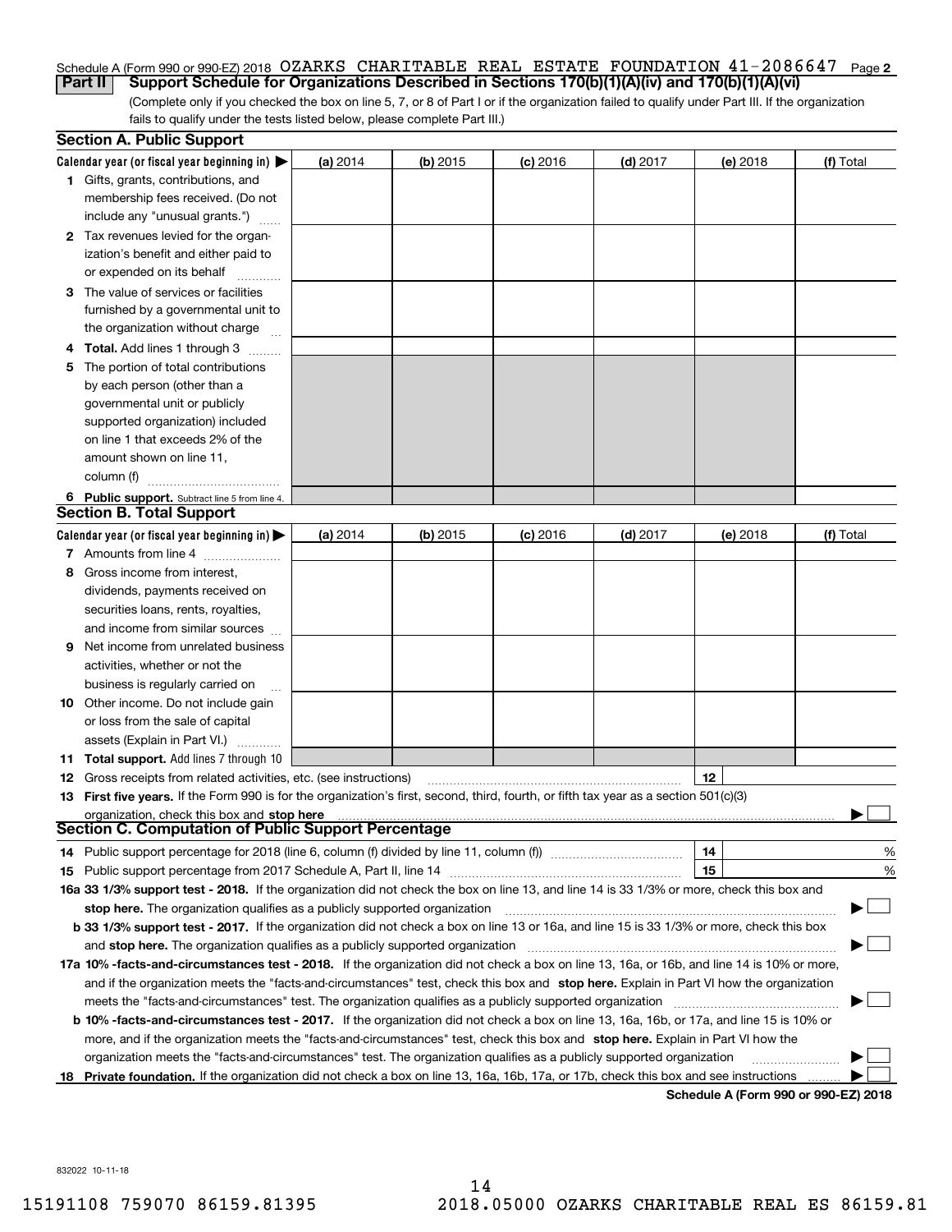Schedule A (Form 990 or 990-EZ) 2018 OZARKS CHARITABLE REAL ESTATE FOUNDATION 41-2086647 Page 2

**Part II Support Schedule for Organizations Described in Sections 170(b)(1)(A)(iv) and 170(b)(1)(A)(vi)**

(Complete only if you checked the box on line 5, 7, or 8 of Part I or if the organization failed to qualify under Part III. If the organization fails to qualify under the tests listed below, please complete Part III.)

## Section A. Public Support

| Calendar year (or fiscal year beginning in) ▶ | (a) 2014 | (b) 2015 | (c) 2016 | (d) 2017 | (e) 2018 | (f) Total |
|---|---|---|---|---|---|---|
| 1 Gifts, grants, contributions, and membership fees received. (Do not include any "unusual grants.") | | | | | | |
| 2 Tax revenues levied for the organization's benefit and either paid to or expended on its behalf | | | | | | |
| 3 The value of services or facilities furnished by a governmental unit to the organization without charge | | | | | | |
| 4 Total. Add lines 1 through 3 | | | | | | |
| 5 The portion of total contributions by each person (other than a governmental unit or publicly supported organization) included on line 1 that exceeds 2% of the amount shown on line 11, column (f) | | | | | | |
| 6 Public support. Subtract line 5 from line 4. | | | | | | |

## Section B. Total Support

| Calendar year (or fiscal year beginning in) ▶ | (a) 2014 | (b) 2015 | (c) 2016 | (d) 2017 | (e) 2018 | (f) Total |
|---|---|---|---|---|---|---|
| 7 Amounts from line 4 | | | | | | |
| 8 Gross income from interest, dividends, payments received on securities loans, rents, royalties, and income from similar sources | | | | | | |
| 9 Net income from unrelated business activities, whether or not the business is regularly carried on | | | | | | |
| 10 Other income. Do not include gain or loss from the sale of capital assets (Explain in Part VI.) | | | | | | |
| 11 Total support. Add lines 7 through 10 | | | | | | |

12 Gross receipts from related activities, etc. (see instructions) ..... 12

13 **First five years.** If the Form 990 is for the organization's first, second, third, fourth, or fifth tax year as a section 501(c)(3) organization, check this box and **stop here** ▶ ☐

## Section C. Computation of Public Support Percentage

14 Public support percentage for 2018 (line 6, column (f) divided by line 11, column (f)) ..... 14 %

15 Public support percentage from 2017 Schedule A, Part II, line 14 ..... 15 %

16a **33 1/3% support test - 2018.** If the organization did not check the box on line 13, and line 14 is 33 1/3% or more, check this box and **stop here.** The organization qualifies as a publicly supported organization ▶ ☐

b **33 1/3% support test - 2017.** If the organization did not check a box on line 13 or 16a, and line 15 is 33 1/3% or more, check this box and **stop here.** The organization qualifies as a publicly supported organization ▶ ☐

17a **10% -facts-and-circumstances test - 2018.** If the organization did not check a box on line 13, 16a, or 16b, and line 14 is 10% or more, and if the organization meets the "facts-and-circumstances" test, check this box and **stop here.** Explain in Part VI how the organization meets the "facts-and-circumstances" test. The organization qualifies as a publicly supported organization ▶ ☐

b **10% -facts-and-circumstances test - 2017.** If the organization did not check a box on line 13, 16a, 16b, or 17a, and line 15 is 10% or more, and if the organization meets the "facts-and-circumstances" test, check this box and **stop here.** Explain in Part VI how the organization meets the "facts-and-circumstances" test. The organization qualifies as a publicly supported organization ▶ ☐

18 **Private foundation.** If the organization did not check a box on line 13, 16a, 16b, 17a, or 17b, check this box and see instructions ▶ ☐

**Schedule A (Form 990 or 990-EZ) 2018**

832022 10-11-18

15191108 759070 86159.81395 2018.05000 OZARKS CHARITABLE REAL ES 86159.81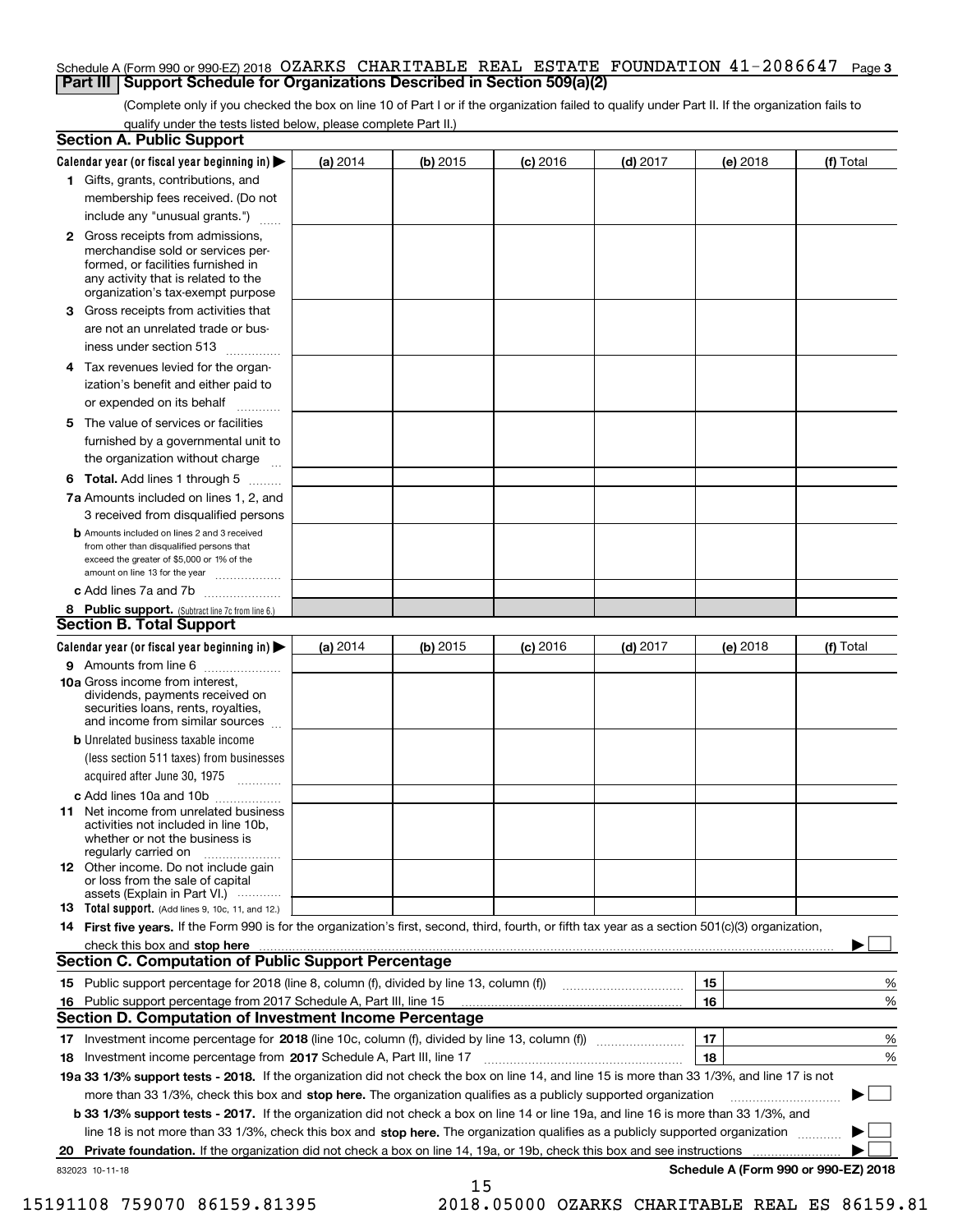Schedule A (Form 990 or 990-EZ) 2018 OZARKS CHARITABLE REAL ESTATE FOUNDATION 41-2086647 Page **3**

## Part III | Support Schedule for Organizations Described in Section 509(a)(2)

(Complete only if you checked the box on line 10 of Part I or if the organization failed to qualify under Part II. If the organization fails to qualify under the tests listed below, please complete Part II.)

### Section A. Public Support

| Calendar year (or fiscal year beginning in) ▶ | (a) 2014 | (b) 2015 | (c) 2016 | (d) 2017 | (e) 2018 | (f) Total |
|---|---|---|---|---|---|---|
| **1** Gifts, grants, contributions, and membership fees received. (Do not include any "unusual grants.") | | | | | | |
| **2** Gross receipts from admissions, merchandise sold or services performed, or facilities furnished in any activity that is related to the organization's tax-exempt purpose | | | | | | |
| **3** Gross receipts from activities that are not an unrelated trade or business under section 513 | | | | | | |
| **4** Tax revenues levied for the organization's benefit and either paid to or expended on its behalf | | | | | | |
| **5** The value of services or facilities furnished by a governmental unit to the organization without charge | | | | | | |
| **6 Total.** Add lines 1 through 5 | | | | | | |
| **7a** Amounts included on lines 1, 2, and 3 received from disqualified persons | | | | | | |
| **b** Amounts included on lines 2 and 3 received from other than disqualified persons that exceed the greater of $5,000 or 1% of the amount on line 13 for the year | | | | | | |
| **c** Add lines 7a and 7b | | | | | | |
| **8 Public support.** (Subtract line 7c from line 6.) | | | | | | |

### Section B. Total Support

| Calendar year (or fiscal year beginning in) ▶ | (a) 2014 | (b) 2015 | (c) 2016 | (d) 2017 | (e) 2018 | (f) Total |
|---|---|---|---|---|---|---|
| **9** Amounts from line 6 | | | | | | |
| **10a** Gross income from interest, dividends, payments received on securities loans, rents, royalties, and income from similar sources | | | | | | |
| **b** Unrelated business taxable income (less section 511 taxes) from businesses acquired after June 30, 1975 | | | | | | |
| **c** Add lines 10a and 10b | | | | | | |
| **11** Net income from unrelated business activities not included in line 10b, whether or not the business is regularly carried on | | | | | | |
| **12** Other income. Do not include gain or loss from the sale of capital assets (Explain in Part VI.) | | | | | | |
| **13 Total support.** (Add lines 9, 10c, 11, and 12.) | | | | | | |

**14 First five years.** If the Form 990 is for the organization's first, second, third, fourth, or fifth tax year as a section 501(c)(3) organization, check this box and **stop here** ▶ ☐

### Section C. Computation of Public Support Percentage

| | | | |
|---|---|---|---|
| **15** Public support percentage for 2018 (line 8, column (f), divided by line 13, column (f)) | 15 | | % |
| **16** Public support percentage from 2017 Schedule A, Part III, line 15 | 16 | | % |

### Section D. Computation of Investment Income Percentage

| | | | |
|---|---|---|---|
| **17** Investment income percentage for **2018** (line 10c, column (f), divided by line 13, column (f)) | 17 | | % |
| **18** Investment income percentage from **2017** Schedule A, Part III, line 17 | 18 | | % |

**19a 33 1/3% support tests - 2018.** If the organization did not check the box on line 14, and line 15 is more than 33 1/3%, and line 17 is not more than 33 1/3%, check this box and **stop here.** The organization qualifies as a publicly supported organization ▶ ☐

**b 33 1/3% support tests - 2017.** If the organization did not check a box on line 14 or line 19a, and line 16 is more than 33 1/3%, and line 18 is not more than 33 1/3%, check this box and **stop here.** The organization qualifies as a publicly supported organization ▶ ☐

**20 Private foundation.** If the organization did not check a box on line 14, 19a, or 19b, check this box and see instructions ▶ ☐

832023 10-11-18 **Schedule A (Form 990 or 990-EZ) 2018**

15191108 759070 86159.81395 2018.05000 OZARKS CHARITABLE REAL ES 86159.81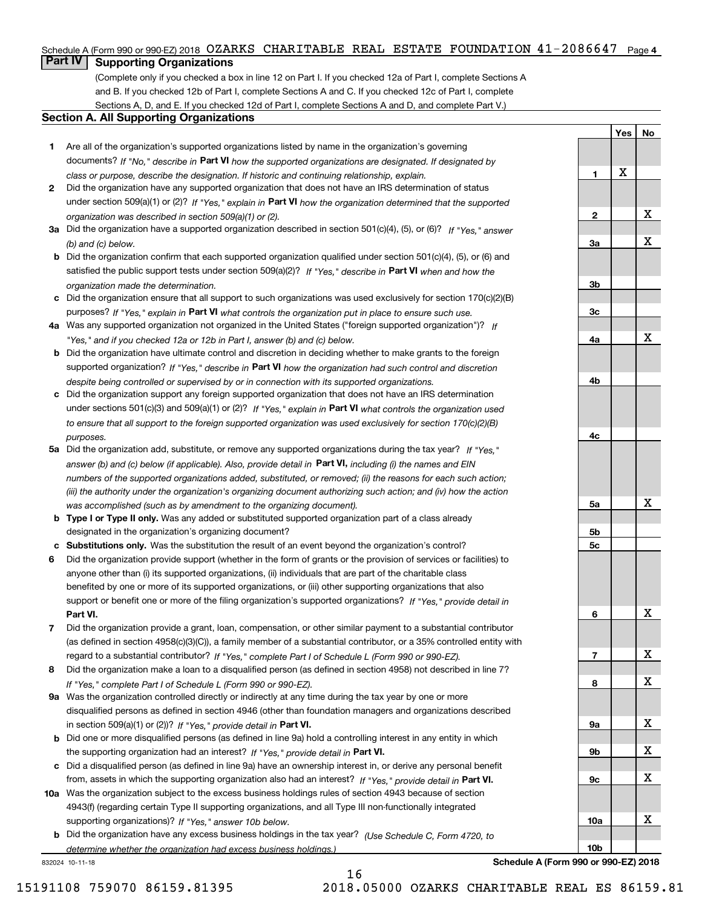Schedule A (Form 990 or 990-EZ) 2018 OZARKS CHARITABLE REAL ESTATE FOUNDATION 41-2086647 Page 4

## Part IV Supporting Organizations

(Complete only if you checked a box in line 12 on Part I. If you checked 12a of Part I, complete Sections A and B. If you checked 12b of Part I, complete Sections A and C. If you checked 12c of Part I, complete Sections A, D, and E. If you checked 12d of Part I, complete Sections A and D, and complete Part V.)

### Section A. All Supporting Organizations

| | Question | Line | Yes | No |
|---|---|---|---|---|
| 1 | Are all of the organization's supported organizations listed by name in the organization's governing documents? *If "No," describe in* **Part VI** *how the supported organizations are designated. If designated by class or purpose, describe the designation. If historic and continuing relationship, explain.* | 1 | X | |
| 2 | Did the organization have any supported organization that does not have an IRS determination of status under section 509(a)(1) or (2)? *If "Yes," explain in* **Part VI** *how the organization determined that the supported organization was described in section 509(a)(1) or (2).* | 2 | | X |
| 3a | Did the organization have a supported organization described in section 501(c)(4), (5), or (6)? *If "Yes," answer (b) and (c) below.* | 3a | | X |
| b | Did the organization confirm that each supported organization qualified under section 501(c)(4), (5), or (6) and satisfied the public support tests under section 509(a)(2)? *If "Yes," describe in* **Part VI** *when and how the organization made the determination.* | 3b | | |
| c | Did the organization ensure that all support to such organizations was used exclusively for section 170(c)(2)(B) purposes? *If "Yes," explain in* **Part VI** *what controls the organization put in place to ensure such use.* | 3c | | |
| 4a | Was any supported organization not organized in the United States ("foreign supported organization")? *If "Yes," and if you checked 12a or 12b in Part I, answer (b) and (c) below.* | 4a | | X |
| b | Did the organization have ultimate control and discretion in deciding whether to make grants to the foreign supported organization? *If "Yes," describe in* **Part VI** *how the organization had such control and discretion despite being controlled or supervised by or in connection with its supported organizations.* | 4b | | |
| c | Did the organization support any foreign supported organization that does not have an IRS determination under sections 501(c)(3) and 509(a)(1) or (2)? *If "Yes," explain in* **Part VI** *what controls the organization used to ensure that all support to the foreign supported organization was used exclusively for section 170(c)(2)(B) purposes.* | 4c | | |
| 5a | Did the organization add, substitute, or remove any supported organizations during the tax year? *If "Yes," answer (b) and (c) below (if applicable). Also, provide detail in* **Part VI,** *including (i) the names and EIN numbers of the supported organizations added, substituted, or removed; (ii) the reasons for each such action; (iii) the authority under the organization's organizing document authorizing such action; and (iv) how the action was accomplished (such as by amendment to the organizing document).* | 5a | | X |
| b | **Type I or Type II only.** Was any added or substituted supported organization part of a class already designated in the organization's organizing document? | 5b | | |
| c | **Substitutions only.** Was the substitution the result of an event beyond the organization's control? | 5c | | |
| 6 | Did the organization provide support (whether in the form of grants or the provision of services or facilities) to anyone other than (i) its supported organizations, (ii) individuals that are part of the charitable class benefited by one or more of its supported organizations, or (iii) other supporting organizations that also support or benefit one or more of the filing organization's supported organizations? *If "Yes," provide detail in* **Part VI.** | 6 | | X |
| 7 | Did the organization provide a grant, loan, compensation, or other similar payment to a substantial contributor (as defined in section 4958(c)(3)(C)), a family member of a substantial contributor, or a 35% controlled entity with regard to a substantial contributor? *If "Yes," complete Part I of Schedule L (Form 990 or 990-EZ).* | 7 | | X |
| 8 | Did the organization make a loan to a disqualified person (as defined in section 4958) not described in line 7? *If "Yes," complete Part I of Schedule L (Form 990 or 990-EZ).* | 8 | | X |
| 9a | Was the organization controlled directly or indirectly at any time during the tax year by one or more disqualified persons as defined in section 4946 (other than foundation managers and organizations described in section 509(a)(1) or (2))? *If "Yes," provide detail in* **Part VI.** | 9a | | X |
| b | Did one or more disqualified persons (as defined in line 9a) hold a controlling interest in any entity in which the supporting organization had an interest? *If "Yes," provide detail in* **Part VI.** | 9b | | X |
| c | Did a disqualified person (as defined in line 9a) have an ownership interest in, or derive any personal benefit from, assets in which the supporting organization also had an interest? *If "Yes," provide detail in* **Part VI.** | 9c | | X |
| 10a | Was the organization subject to the excess business holdings rules of section 4943 because of section 4943(f) (regarding certain Type II supporting organizations, and all Type III non-functionally integrated supporting organizations)? *If "Yes," answer 10b below.* | 10a | | X |
| b | Did the organization have any excess business holdings in the tax year? *(Use Schedule C, Form 4720, to determine whether the organization had excess business holdings.)* | 10b | | |

832024 10-11-18 **Schedule A (Form 990 or 990-EZ) 2018**

15191108 759070 86159.81395 2018.05000 OZARKS CHARITABLE REAL ES 86159.81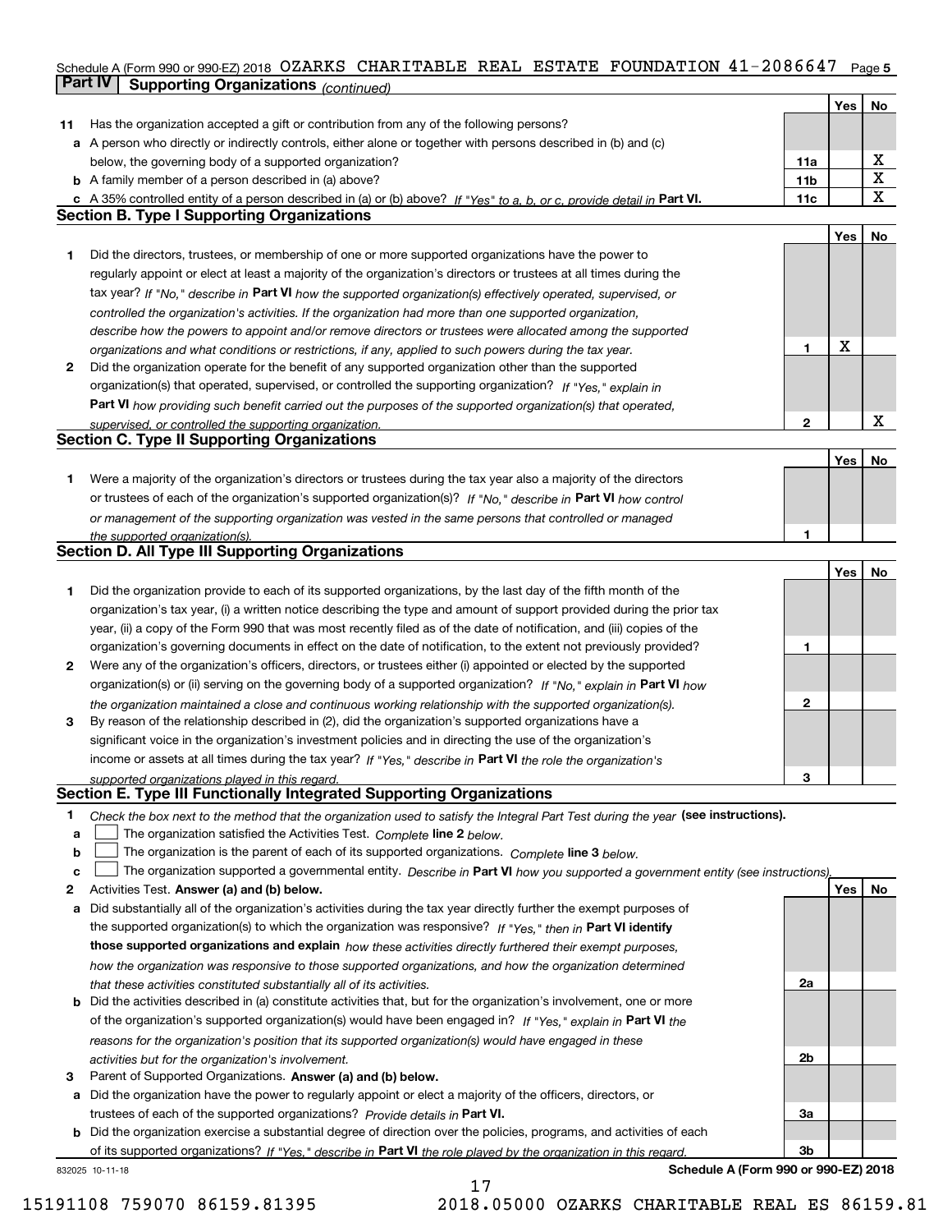Schedule A (Form 990 or 990-EZ) 2018 OZARKS CHARITABLE REAL ESTATE FOUNDATION 41-2086647 Page 5

**Part IV | Supporting Organizations** *(continued)*

| | | | Yes | No |
|---|---|---|---|---|
| **11** | Has the organization accepted a gift or contribution from any of the following persons? | | | |
| **a** | A person who directly or indirectly controls, either alone or together with persons described in (b) and (c) below, the governing body of a supported organization? | **11a** | | X |
| **b** | A family member of a person described in (a) above? | **11b** | | X |
| **c** | A 35% controlled entity of a person described in (a) or (b) above? *If "Yes" to a, b, or c, provide detail in* **Part VI.** | **11c** | | X |

**Section B. Type I Supporting Organizations**

| | | | Yes | No |
|---|---|---|---|---|
| **1** | Did the directors, trustees, or membership of one or more supported organizations have the power to regularly appoint or elect at least a majority of the organization's directors or trustees at all times during the tax year? *If "No," describe in* **Part VI** *how the supported organization(s) effectively operated, supervised, or controlled the organization's activities. If the organization had more than one supported organization, describe how the powers to appoint and/or remove directors or trustees were allocated among the supported organizations and what conditions or restrictions, if any, applied to such powers during the tax year.* | **1** | X | |
| **2** | Did the organization operate for the benefit of any supported organization other than the supported organization(s) that operated, supervised, or controlled the supporting organization? *If "Yes," explain in* **Part VI** *how providing such benefit carried out the purposes of the supported organization(s) that operated, supervised, or controlled the supporting organization.* | **2** | | X |

**Section C. Type II Supporting Organizations**

| | | | Yes | No |
|---|---|---|---|---|
| **1** | Were a majority of the organization's directors or trustees during the tax year also a majority of the directors or trustees of each of the organization's supported organization(s)? *If "No," describe in* **Part VI** *how control or management of the supporting organization was vested in the same persons that controlled or managed the supported organization(s).* | **1** | | |

**Section D. All Type III Supporting Organizations**

| | | | Yes | No |
|---|---|---|---|---|
| **1** | Did the organization provide to each of its supported organizations, by the last day of the fifth month of the organization's tax year, (i) a written notice describing the type and amount of support provided during the prior tax year, (ii) a copy of the Form 990 that was most recently filed as of the date of notification, and (iii) copies of the organization's governing documents in effect on the date of notification, to the extent not previously provided? | **1** | | |
| **2** | Were any of the organization's officers, directors, or trustees either (i) appointed or elected by the supported organization(s) or (ii) serving on the governing body of a supported organization? *If "No," explain in* **Part VI** *how the organization maintained a close and continuous working relationship with the supported organization(s).* | **2** | | |
| **3** | By reason of the relationship described in (2), did the organization's supported organizations have a significant voice in the organization's investment policies and in directing the use of the organization's income or assets at all times during the tax year? *If "Yes," describe in* **Part VI** *the role the organization's supported organizations played in this regard.* | **3** | | |

**Section E. Type III Functionally Integrated Supporting Organizations**

**1** *Check the box next to the method that the organization used to satisfy the Integral Part Test during the year* **(see instructions).**

**a** ☐ The organization satisfied the Activities Test. *Complete* **line 2** *below.*

**b** ☐ The organization is the parent of each of its supported organizations. *Complete* **line 3** *below.*

**c** ☐ The organization supported a governmental entity. *Describe in* **Part VI** *how you supported a government entity (see instructions).*

| | | | Yes | No |
|---|---|---|---|---|
| **2** | Activities Test. **Answer (a) and (b) below.** | | | |
| **a** | Did substantially all of the organization's activities during the tax year directly further the exempt purposes of the supported organization(s) to which the organization was responsive? *If "Yes," then in* **Part VI identify those supported organizations and explain** *how these activities directly furthered their exempt purposes, how the organization was responsive to those supported organizations, and how the organization determined that these activities constituted substantially all of its activities.* | **2a** | | |
| **b** | Did the activities described in (a) constitute activities that, but for the organization's involvement, one or more of the organization's supported organization(s) would have been engaged in? *If "Yes," explain in* **Part VI** *the reasons for the organization's position that its supported organization(s) would have engaged in these activities but for the organization's involvement.* | **2b** | | |
| **3** | Parent of Supported Organizations. **Answer (a) and (b) below.** | | | |
| **a** | Did the organization have the power to regularly appoint or elect a majority of the officers, directors, or trustees of each of the supported organizations? *Provide details in* **Part VI.** | **3a** | | |
| **b** | Did the organization exercise a substantial degree of direction over the policies, programs, and activities of each of its supported organizations? *If "Yes," describe in* **Part VI** *the role played by the organization in this regard.* | **3b** | | |

832025 10-11-18 **Schedule A (Form 990 or 990-EZ) 2018**

15191108 759070 86159.81395 2018.05000 OZARKS CHARITABLE REAL ES 86159.81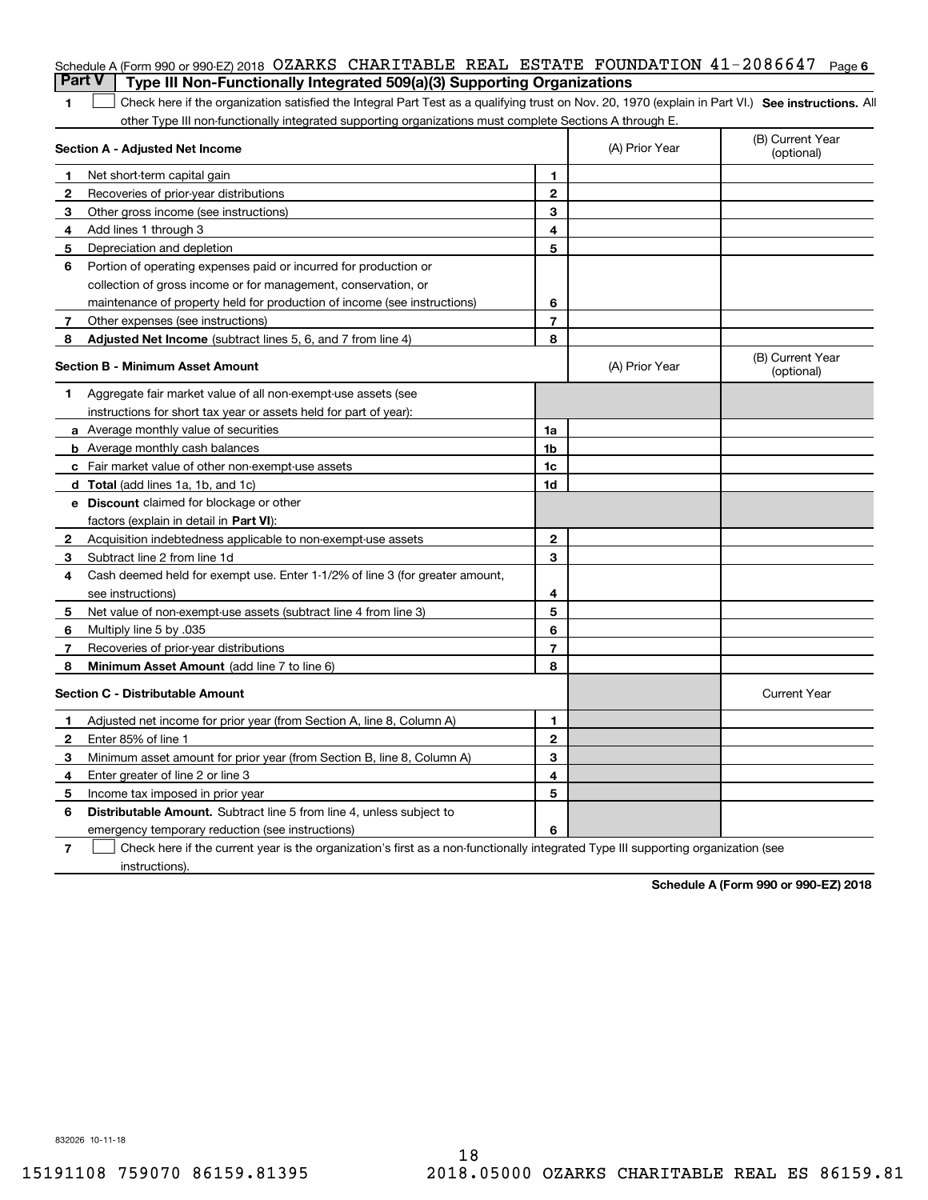Schedule A (Form 990 or 990-EZ) 2018 OZARKS CHARITABLE REAL ESTATE FOUNDATION 41-2086647 Page 6

## Part V Type III Non-Functionally Integrated 509(a)(3) Supporting Organizations

**1** ☐ Check here if the organization satisfied the Integral Part Test as a qualifying trust on Nov. 20, 1970 (explain in Part VI.) **See instructions.** All other Type III non-functionally integrated supporting organizations must complete Sections A through E.

| **Section A - Adjusted Net Income** | | (A) Prior Year | (B) Current Year (optional) |
|---|---|---|---|
| **1** Net short-term capital gain | 1 | | |
| **2** Recoveries of prior-year distributions | 2 | | |
| **3** Other gross income (see instructions) | 3 | | |
| **4** Add lines 1 through 3 | 4 | | |
| **5** Depreciation and depletion | 5 | | |
| **6** Portion of operating expenses paid or incurred for production or collection of gross income or for management, conservation, or maintenance of property held for production of income (see instructions) | 6 | | |
| **7** Other expenses (see instructions) | 7 | | |
| **8** **Adjusted Net Income** (subtract lines 5, 6, and 7 from line 4) | 8 | | |

| **Section B - Minimum Asset Amount** | | (A) Prior Year | (B) Current Year (optional) |
|---|---|---|---|
| **1** Aggregate fair market value of all non-exempt-use assets (see instructions for short tax year or assets held for part of year): | | | |
| **a** Average monthly value of securities | 1a | | |
| **b** Average monthly cash balances | 1b | | |
| **c** Fair market value of other non-exempt-use assets | 1c | | |
| **d** **Total** (add lines 1a, 1b, and 1c) | 1d | | |
| **e** **Discount** claimed for blockage or other factors (explain in detail in **Part VI**): | | | |
| **2** Acquisition indebtedness applicable to non-exempt-use assets | 2 | | |
| **3** Subtract line 2 from line 1d | 3 | | |
| **4** Cash deemed held for exempt use. Enter 1-1/2% of line 3 (for greater amount, see instructions) | 4 | | |
| **5** Net value of non-exempt-use assets (subtract line 4 from line 3) | 5 | | |
| **6** Multiply line 5 by .035 | 6 | | |
| **7** Recoveries of prior-year distributions | 7 | | |
| **8** **Minimum Asset Amount** (add line 7 to line 6) | 8 | | |

| **Section C - Distributable Amount** | | | Current Year |
|---|---|---|---|
| **1** Adjusted net income for prior year (from Section A, line 8, Column A) | 1 | | |
| **2** Enter 85% of line 1 | 2 | | |
| **3** Minimum asset amount for prior year (from Section B, line 8, Column A) | 3 | | |
| **4** Enter greater of line 2 or line 3 | 4 | | |
| **5** Income tax imposed in prior year | 5 | | |
| **6** **Distributable Amount.** Subtract line 5 from line 4, unless subject to emergency temporary reduction (see instructions) | 6 | | |

**7** ☐ Check here if the current year is the organization's first as a non-functionally integrated Type III supporting organization (see instructions).

**Schedule A (Form 990 or 990-EZ) 2018**

832026 10-11-18

15191108 759070 86159.81395 2018.05000 OZARKS CHARITABLE REAL ES 86159.81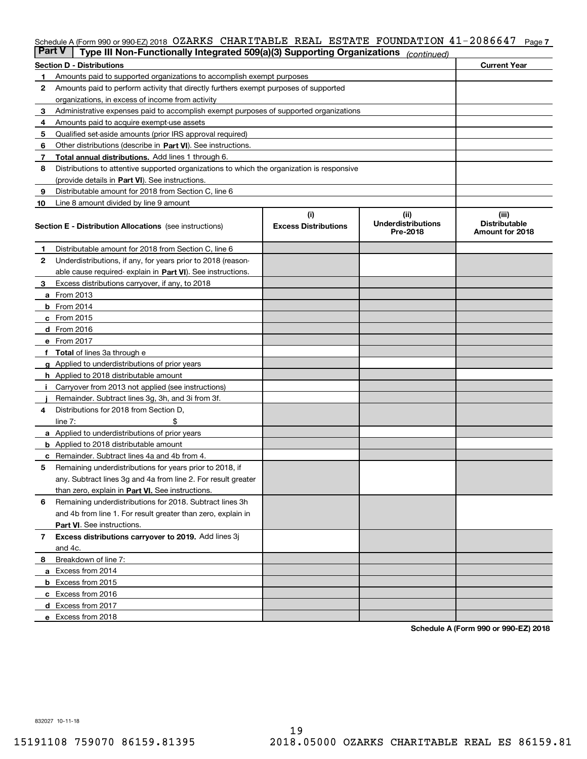Schedule A (Form 990 or 990-EZ) 2018 OZARKS CHARITABLE REAL ESTATE FOUNDATION 41-2086647 Page 7

## Part V | Type III Non-Functionally Integrated 509(a)(3) Supporting Organizations *(continued)*

| Section D - Distributions | | Current Year |
|---|---|---|
| 1 | Amounts paid to supported organizations to accomplish exempt purposes | |
| 2 | Amounts paid to perform activity that directly furthers exempt purposes of supported organizations, in excess of income from activity | |
| 3 | Administrative expenses paid to accomplish exempt purposes of supported organizations | |
| 4 | Amounts paid to acquire exempt-use assets | |
| 5 | Qualified set-aside amounts (prior IRS approval required) | |
| 6 | Other distributions (describe in **Part VI**). See instructions. | |
| 7 | **Total annual distributions.** Add lines 1 through 6. | |
| 8 | Distributions to attentive supported organizations to which the organization is responsive (provide details in **Part VI**). See instructions. | |
| 9 | Distributable amount for 2018 from Section C, line 6 | |
| 10 | Line 8 amount divided by line 9 amount | |

| Section E - Distribution Allocations (see instructions) | (i) Excess Distributions | (ii) Underdistributions Pre-2018 | (iii) Distributable Amount for 2018 |
|---|---|---|---|
| **1** Distributable amount for 2018 from Section C, line 6 | | | |
| **2** Underdistributions, if any, for years prior to 2018 (reasonable cause required- explain in **Part VI**). See instructions. | | | |
| **3** Excess distributions carryover, if any, to 2018 | | | |
| **a** From 2013 | | | |
| **b** From 2014 | | | |
| **c** From 2015 | | | |
| **d** From 2016 | | | |
| **e** From 2017 | | | |
| **f** **Total** of lines 3a through e | | | |
| **g** Applied to underdistributions of prior years | | | |
| **h** Applied to 2018 distributable amount | | | |
| **i** Carryover from 2013 not applied (see instructions) | | | |
| **j** Remainder. Subtract lines 3g, 3h, and 3i from 3f. | | | |
| **4** Distributions for 2018 from Section D, line 7: $ | | | |
| **a** Applied to underdistributions of prior years | | | |
| **b** Applied to 2018 distributable amount | | | |
| **c** Remainder. Subtract lines 4a and 4b from 4. | | | |
| **5** Remaining underdistributions for years prior to 2018, if any. Subtract lines 3g and 4a from line 2. For result greater than zero, explain in **Part VI.** See instructions. | | | |
| **6** Remaining underdistributions for 2018. Subtract lines 3h and 4b from line 1. For result greater than zero, explain in **Part VI**. See instructions. | | | |
| **7** **Excess distributions carryover to 2019.** Add lines 3j and 4c. | | | |
| **8** Breakdown of line 7: | | | |
| **a** Excess from 2014 | | | |
| **b** Excess from 2015 | | | |
| **c** Excess from 2016 | | | |
| **d** Excess from 2017 | | | |
| **e** Excess from 2018 | | | |

**Schedule A (Form 990 or 990-EZ) 2018**

832027 10-11-18

15191108 759070 86159.81395 2018.05000 OZARKS CHARITABLE REAL ES 86159.81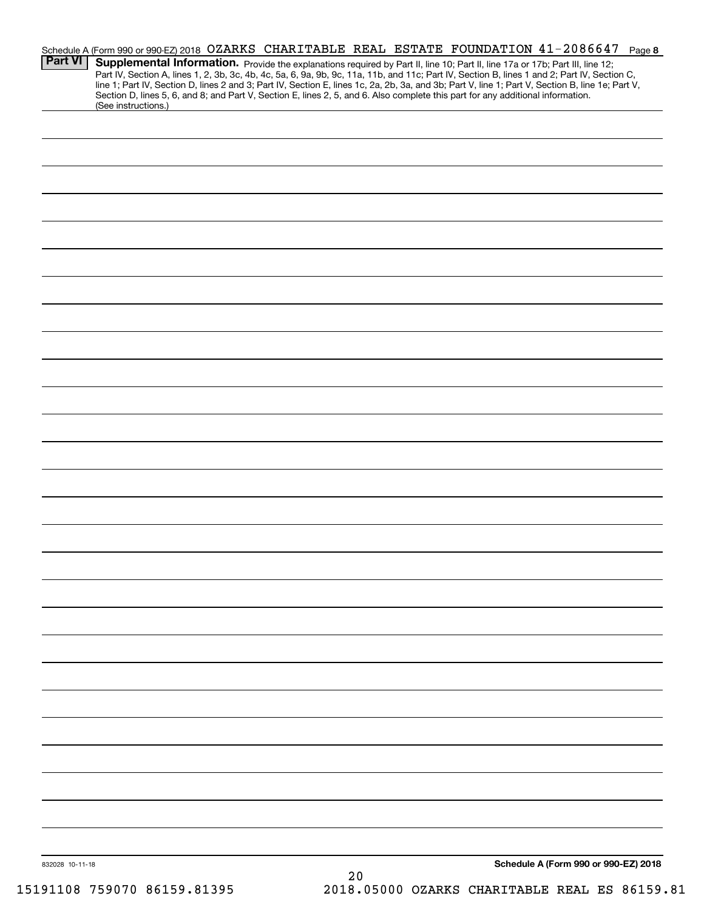Schedule A (Form 990 or 990-EZ) 2018 OZARKS CHARITABLE REAL ESTATE FOUNDATION 41-2086647 Page 8

**Part VI** **Supplemental Information.** Provide the explanations required by Part II, line 10; Part II, line 17a or 17b; Part III, line 12; Part IV, Section A, lines 1, 2, 3b, 3c, 4b, 4c, 5a, 6, 9a, 9b, 9c, 11a, 11b, and 11c; Part IV, Section B, lines 1 and 2; Part IV, Section C, line 1; Part IV, Section D, lines 2 and 3; Part IV, Section E, lines 1c, 2a, 2b, 3a, and 3b; Part V, line 1; Part V, Section B, line 1e; Part V, Section D, lines 5, 6, and 8; and Part V, Section E, lines 2, 5, and 6. Also complete this part for any additional information. (See instructions.)

832028 10-11-18

**Schedule A (Form 990 or 990-EZ) 2018**

15191108 759070 86159.81395 2018.05000 OZARKS CHARITABLE REAL ES 86159.81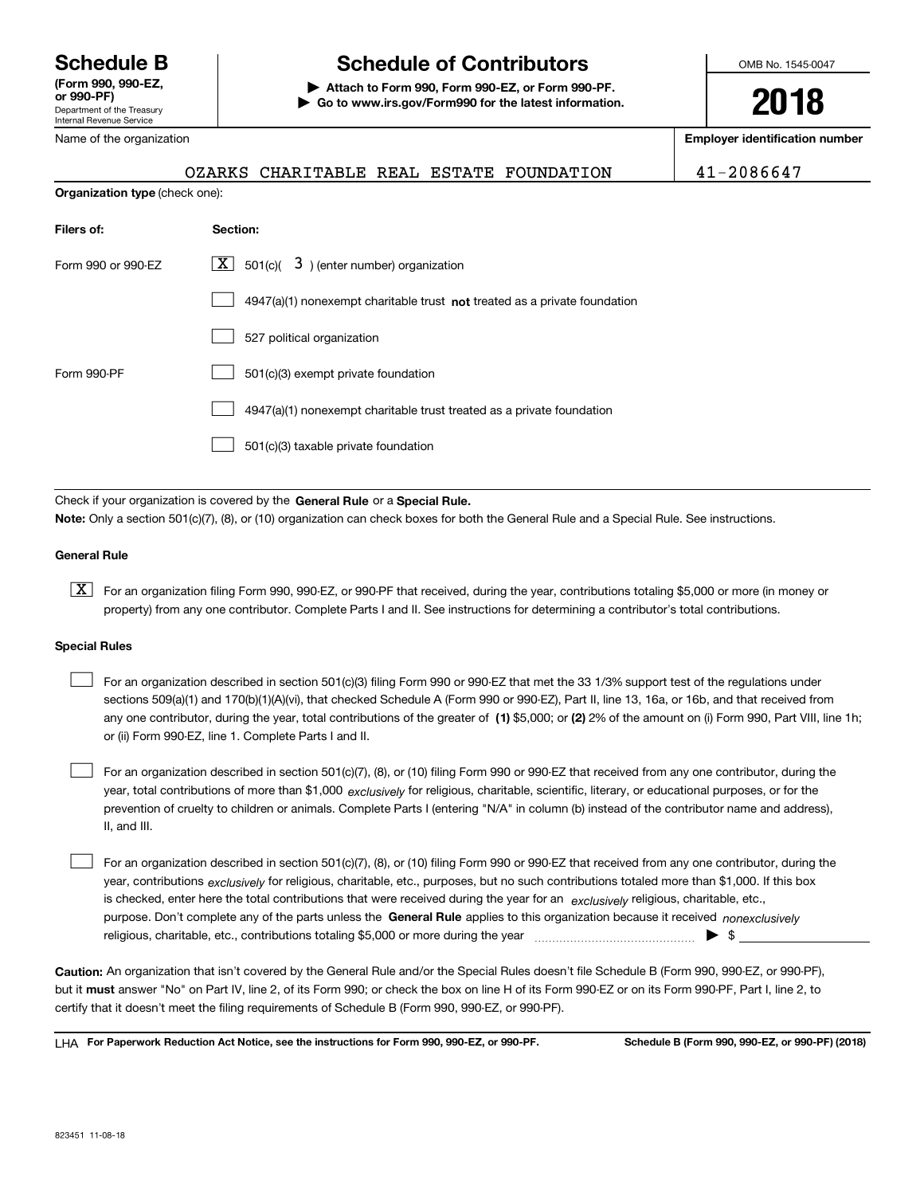# Schedule B

**(Form 990, 990-EZ, or 990-PF)**
Department of the Treasury
Internal Revenue Service

## Schedule of Contributors

▶ **Attach to Form 990, Form 990-EZ, or Form 990-PF.**
▶ **Go to www.irs.gov/Form990 for the latest information.**

OMB No. 1545-0047

**2018**

Name of the organization: OZARKS CHARITABLE REAL ESTATE FOUNDATION

**Employer identification number:** 41-2086647

**Organization type** (check one):

| Filers of: | Section: |
|---|---|
| Form 990 or 990-EZ | [X] 501(c)( 3 ) (enter number) organization |
| | [ ] 4947(a)(1) nonexempt charitable trust **not** treated as a private foundation |
| | [ ] 527 political organization |
| Form 990-PF | [ ] 501(c)(3) exempt private foundation |
| | [ ] 4947(a)(1) nonexempt charitable trust treated as a private foundation |
| | [ ] 501(c)(3) taxable private foundation |

Check if your organization is covered by the **General Rule** or a **Special Rule.**

**Note:** Only a section 501(c)(7), (8), or (10) organization can check boxes for both the General Rule and a Special Rule. See instructions.

**General Rule**

[X] For an organization filing Form 990, 990-EZ, or 990-PF that received, during the year, contributions totaling $5,000 or more (in money or property) from any one contributor. Complete Parts I and II. See instructions for determining a contributor's total contributions.

**Special Rules**

[ ] For an organization described in section 501(c)(3) filing Form 990 or 990-EZ that met the 33 1/3% support test of the regulations under sections 509(a)(1) and 170(b)(1)(A)(vi), that checked Schedule A (Form 990 or 990-EZ), Part II, line 13, 16a, or 16b, and that received from any one contributor, during the year, total contributions of the greater of **(1)** $5,000; or **(2)** 2% of the amount on (i) Form 990, Part VIII, line 1h; or (ii) Form 990-EZ, line 1. Complete Parts I and II.

[ ] For an organization described in section 501(c)(7), (8), or (10) filing Form 990 or 990-EZ that received from any one contributor, during the year, total contributions of more than $1,000 *exclusively* for religious, charitable, scientific, literary, or educational purposes, or for the prevention of cruelty to children or animals. Complete Parts I (entering "N/A" in column (b) instead of the contributor name and address), II, and III.

[ ] For an organization described in section 501(c)(7), (8), or (10) filing Form 990 or 990-EZ that received from any one contributor, during the year, contributions *exclusively* for religious, charitable, etc., purposes, but no such contributions totaled more than $1,000. If this box is checked, enter here the total contributions that were received during the year for an *exclusively* religious, charitable, etc., purpose. Don't complete any of the parts unless the **General Rule** applies to this organization because it received *nonexclusively* religious, charitable, etc., contributions totaling $5,000 or more during the year ▶ $

**Caution:** An organization that isn't covered by the General Rule and/or the Special Rules doesn't file Schedule B (Form 990, 990-EZ, or 990-PF), but it **must** answer "No" on Part IV, line 2, of its Form 990; or check the box on line H of its Form 990-EZ or on its Form 990-PF, Part I, line 2, to certify that it doesn't meet the filing requirements of Schedule B (Form 990, 990-EZ, or 990-PF).

LHA **For Paperwork Reduction Act Notice, see the instructions for Form 990, 990-EZ, or 990-PF.** **Schedule B (Form 990, 990-EZ, or 990-PF) (2018)**

823451 11-08-18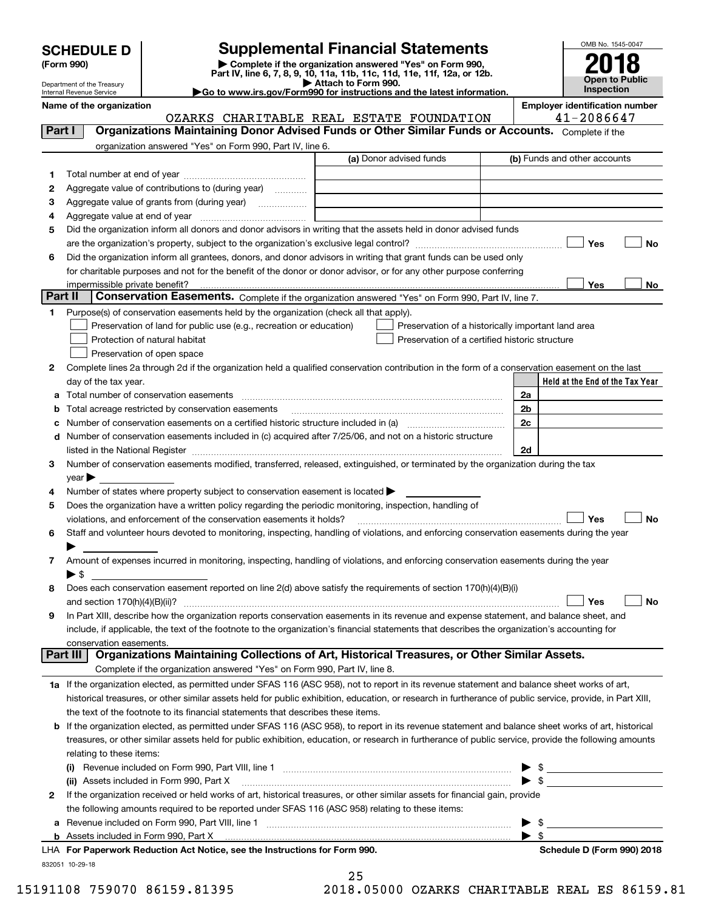# SCHEDULE D (Form 990)

Department of the Treasury
Internal Revenue Service

## Supplemental Financial Statements

▶ Complete if the organization answered "Yes" on Form 990, Part IV, line 6, 7, 8, 9, 10, 11a, 11b, 11c, 11d, 11e, 11f, 12a, or 12b.
▶ Attach to Form 990.
▶Go to www.irs.gov/Form990 for instructions and the latest information.

OMB No. 1545-0047
**2018**
**Open to Public Inspection**

**Name of the organization:** OZARKS CHARITABLE REAL ESTATE FOUNDATION
**Employer identification number:** 41-2086647

## Part I — Organizations Maintaining Donor Advised Funds or Other Similar Funds or Accounts.

Complete if the organization answered "Yes" on Form 990, Part IV, line 6.

| | | (a) Donor advised funds | (b) Funds and other accounts |
|---|---|---|---|
| 1 | Total number at end of year | | |
| 2 | Aggregate value of contributions to (during year) | | |
| 3 | Aggregate value of grants from (during year) | | |
| 4 | Aggregate value at end of year | | |

5 Did the organization inform all donors and donor advisors in writing that the assets held in donor advised funds are the organization's property, subject to the organization's exclusive legal control? ☐ Yes ☐ No

6 Did the organization inform all grantees, donors, and donor advisors in writing that grant funds can be used only for charitable purposes and not for the benefit of the donor or donor advisor, or for any other purpose conferring impermissible private benefit? ☐ Yes ☐ No

## Part II — Conservation Easements.

Complete if the organization answered "Yes" on Form 990, Part IV, line 7.

1 Purpose(s) of conservation easements held by the organization (check all that apply).

- ☐ Preservation of land for public use (e.g., recreation or education)
- ☐ Protection of natural habitat
- ☐ Preservation of open space
- ☐ Preservation of a historically important land area
- ☐ Preservation of a certified historic structure

2 Complete lines 2a through 2d if the organization held a qualified conservation contribution in the form of a conservation easement on the last day of the tax year.

| | | | Held at the End of the Tax Year |
|---|---|---|---|
| a | Total number of conservation easements | 2a | |
| b | Total acreage restricted by conservation easements | 2b | |
| c | Number of conservation easements on a certified historic structure included in (a) | 2c | |
| d | Number of conservation easements included in (c) acquired after 7/25/06, and not on a historic structure listed in the National Register | 2d | |

3 Number of conservation easements modified, transferred, released, extinguished, or terminated by the organization during the tax year ▶

4 Number of states where property subject to conservation easement is located ▶

5 Does the organization have a written policy regarding the periodic monitoring, inspection, handling of violations, and enforcement of the conservation easements it holds? ☐ Yes ☐ No

6 Staff and volunteer hours devoted to monitoring, inspecting, handling of violations, and enforcing conservation easements during the year ▶

7 Amount of expenses incurred in monitoring, inspecting, handling of violations, and enforcing conservation easements during the year ▶ $

8 Does each conservation easement reported on line 2(d) above satisfy the requirements of section 170(h)(4)(B)(i) and section 170(h)(4)(B)(ii)? ☐ Yes ☐ No

9 In Part XIII, describe how the organization reports conservation easements in its revenue and expense statement, and balance sheet, and include, if applicable, the text of the footnote to the organization's financial statements that describes the organization's accounting for conservation easements.

## Part III — Organizations Maintaining Collections of Art, Historical Treasures, or Other Similar Assets.

Complete if the organization answered "Yes" on Form 990, Part IV, line 8.

1a If the organization elected, as permitted under SFAS 116 (ASC 958), not to report in its revenue statement and balance sheet works of art, historical treasures, or other similar assets held for public exhibition, education, or research in furtherance of public service, provide, in Part XIII, the text of the footnote to its financial statements that describes these items.

b If the organization elected, as permitted under SFAS 116 (ASC 958), to report in its revenue statement and balance sheet works of art, historical treasures, or other similar assets held for public exhibition, education, or research in furtherance of public service, provide the following amounts relating to these items:

(i) Revenue included on Form 990, Part VIII, line 1 ▶ $

(ii) Assets included in Form 990, Part X ▶ $

2 If the organization received or held works of art, historical treasures, or other similar assets for financial gain, provide the following amounts required to be reported under SFAS 116 (ASC 958) relating to these items:

a Revenue included on Form 990, Part VIII, line 1 ▶ $

b Assets included in Form 990, Part X ▶ $

LHA For Paperwork Reduction Act Notice, see the Instructions for Form 990. Schedule D (Form 990) 2018

832051 10-29-18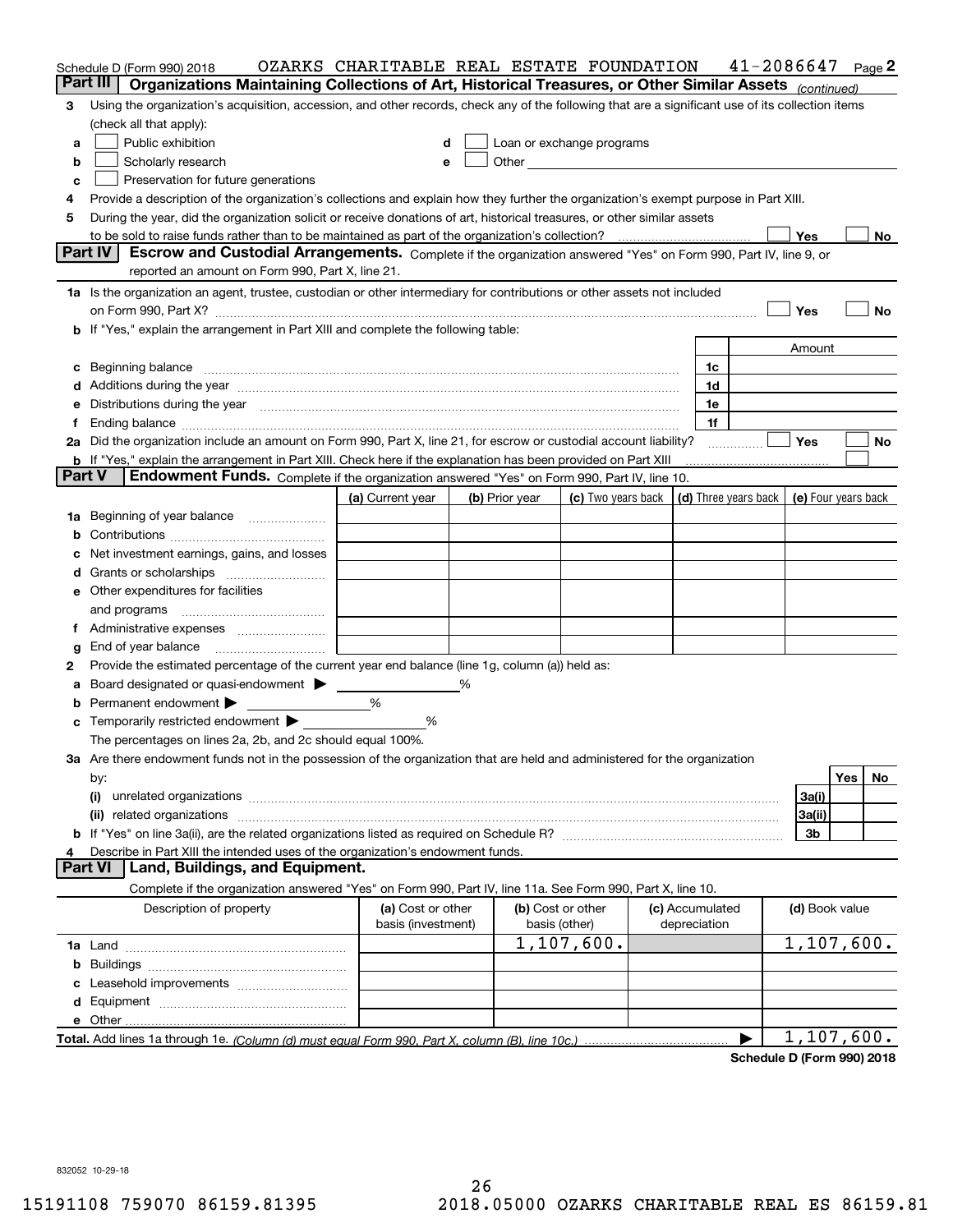Schedule D (Form 990) 2018 OZARKS CHARITABLE REAL ESTATE FOUNDATION 41-2086647 Page **2**

## Part III Organizations Maintaining Collections of Art, Historical Treasures, or Other Similar Assets *(continued)*

**3** Using the organization's acquisition, accession, and other records, check any of the following that are a significant use of its collection items (check all that apply):

- **a** ☐ Public exhibition
- **b** ☐ Scholarly research
- **c** ☐ Preservation for future generations
- **d** ☐ Loan or exchange programs
- **e** ☐ Other

**4** Provide a description of the organization's collections and explain how they further the organization's exempt purpose in Part XIII.

**5** During the year, did the organization solicit or receive donations of art, historical treasures, or other similar assets to be sold to raise funds rather than to be maintained as part of the organization's collection? ☐ Yes ☐ No

## Part IV Escrow and Custodial Arrangements.

Complete if the organization answered "Yes" on Form 990, Part IV, line 9, or reported an amount on Form 990, Part X, line 21.

**1a** Is the organization an agent, trustee, custodian or other intermediary for contributions or other assets not included on Form 990, Part X? ☐ Yes ☐ No

**b** If "Yes," explain the arrangement in Part XIII and complete the following table:

| | | Amount |
|---|---|---|
| **c** Beginning balance | 1c | |
| **d** Additions during the year | 1d | |
| **e** Distributions during the year | 1e | |
| **f** Ending balance | 1f | |

**2a** Did the organization include an amount on Form 990, Part X, line 21, for escrow or custodial account liability? ☐ Yes ☐ No

**b** If "Yes," explain the arrangement in Part XIII. Check here if the explanation has been provided on Part XIII ☐

## Part V Endowment Funds.

Complete if the organization answered "Yes" on Form 990, Part IV, line 10.

| | (a) Current year | (b) Prior year | (c) Two years back | (d) Three years back | (e) Four years back |
|---|---|---|---|---|---|
| **1a** Beginning of year balance | | | | | |
| **b** Contributions | | | | | |
| **c** Net investment earnings, gains, and losses | | | | | |
| **d** Grants or scholarships | | | | | |
| **e** Other expenditures for facilities and programs | | | | | |
| **f** Administrative expenses | | | | | |
| **g** End of year balance | | | | | |

**2** Provide the estimated percentage of the current year end balance (line 1g, column (a)) held as:

- **a** Board designated or quasi-endowment ▶ %
- **b** Permanent endowment ▶ %
- **c** Temporarily restricted endowment ▶ %

The percentages on lines 2a, 2b, and 2c should equal 100%.

**3a** Are there endowment funds not in the possession of the organization that are held and administered for the organization by:

| | | Yes | No |
|---|---|---|---|
| **(i)** unrelated organizations | 3a(i) | | |
| **(ii)** related organizations | 3a(ii) | | |
| **b** If "Yes" on line 3a(ii), are the related organizations listed as required on Schedule R? | 3b | | |

**4** Describe in Part XIII the intended uses of the organization's endowment funds.

## Part VI Land, Buildings, and Equipment.

Complete if the organization answered "Yes" on Form 990, Part IV, line 11a. See Form 990, Part X, line 10.

| Description of property | (a) Cost or other basis (investment) | (b) Cost or other basis (other) | (c) Accumulated depreciation | (d) Book value |
|---|---|---|---|---|
| **1a** Land | | 1,107,600. | | 1,107,600. |
| **b** Buildings | | | | |
| **c** Leasehold improvements | | | | |
| **d** Equipment | | | | |
| **e** Other | | | | |
| **Total.** Add lines 1a through 1e. *(Column (d) must equal Form 990, Part X, column (B), line 10c.)* ▶ | | | | 1,107,600. |

**Schedule D (Form 990) 2018**

832052 10-29-18

15191108 759070 86159.81395 2018.05000 OZARKS CHARITABLE REAL ES 86159.81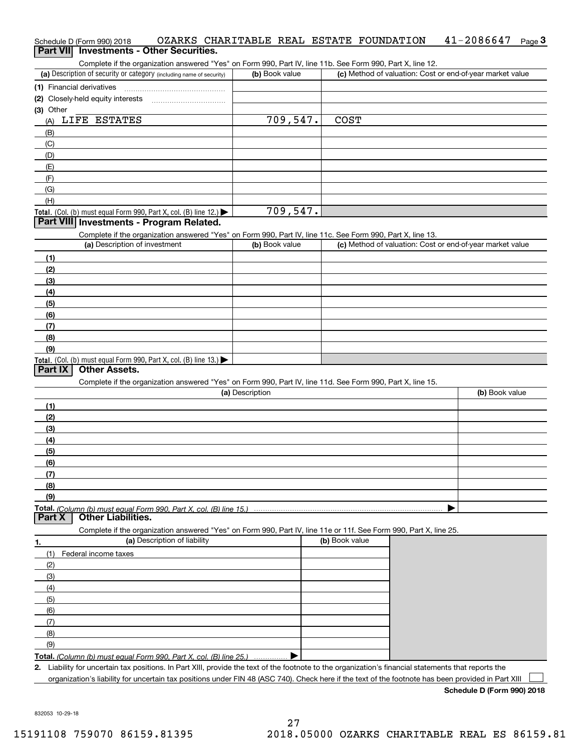Schedule D (Form 990) 2018 OZARKS CHARITABLE REAL ESTATE FOUNDATION 41-2086647 Page 3

## Part VII Investments - Other Securities.

Complete if the organization answered "Yes" on Form 990, Part IV, line 11b. See Form 990, Part X, line 12.

| (a) Description of security or category (including name of security) | (b) Book value | (c) Method of valuation: Cost or end-of-year market value |
|---|---|---|
| (1) Financial derivatives | | |
| (2) Closely-held equity interests | | |
| (3) Other | | |
| (A) LIFE ESTATES | 709,547. | COST |
| (B) | | |
| (C) | | |
| (D) | | |
| (E) | | |
| (F) | | |
| (G) | | |
| (H) | | |
| **Total.** (Col. (b) must equal Form 990, Part X, col. (B) line 12.) ▶ | 709,547. | |

## Part VIII Investments - Program Related.

Complete if the organization answered "Yes" on Form 990, Part IV, line 11c. See Form 990, Part X, line 13.

| (a) Description of investment | (b) Book value | (c) Method of valuation: Cost or end-of-year market value |
|---|---|---|
| (1) | | |
| (2) | | |
| (3) | | |
| (4) | | |
| (5) | | |
| (6) | | |
| (7) | | |
| (8) | | |
| (9) | | |
| **Total.** (Col. (b) must equal Form 990, Part X, col. (B) line 13.) ▶ | | |

## Part IX Other Assets.

Complete if the organization answered "Yes" on Form 990, Part IV, line 11d. See Form 990, Part X, line 15.

| (a) Description | (b) Book value |
|---|---|
| (1) | |
| (2) | |
| (3) | |
| (4) | |
| (5) | |
| (6) | |
| (7) | |
| (8) | |
| (9) | |
| **Total.** *(Column (b) must equal Form 990, Part X, col. (B) line 15.)* ▶ | |

## Part X Other Liabilities.

Complete if the organization answered "Yes" on Form 990, Part IV, line 11e or 11f. See Form 990, Part X, line 25.

| 1. (a) Description of liability | (b) Book value |
|---|---|
| (1) Federal income taxes | |
| (2) | |
| (3) | |
| (4) | |
| (5) | |
| (6) | |
| (7) | |
| (8) | |
| (9) | |
| **Total.** *(Column (b) must equal Form 990, Part X, col. (B) line 25.)* ▶ | |

2. Liability for uncertain tax positions. In Part XIII, provide the text of the footnote to the organization's financial statements that reports the organization's liability for uncertain tax positions under FIN 48 (ASC 740). Check here if the text of the footnote has been provided in Part XIII ☐

**Schedule D (Form 990) 2018**

832053 10-29-18

15191108 759070 86159.81395 2018.05000 OZARKS CHARITABLE REAL ES 86159.81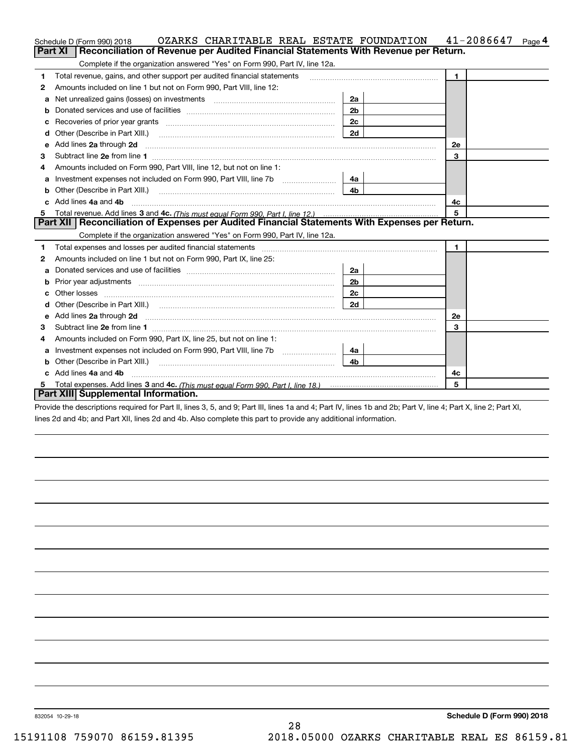Schedule D (Form 990) 2018 OZARKS CHARITABLE REAL ESTATE FOUNDATION 41-2086647 Page **4**

## Part XI Reconciliation of Revenue per Audited Financial Statements With Revenue per Return.

Complete if the organization answered "Yes" on Form 990, Part IV, line 12a.

| | | | | | |
|---|---|---|---|---|---|
| 1 | Total revenue, gains, and other support per audited financial statements | | | 1 | |
| 2 | Amounts included on line 1 but not on Form 990, Part VIII, line 12: | | | | |
| a | Net unrealized gains (losses) on investments | 2a | | | |
| b | Donated services and use of facilities | 2b | | | |
| c | Recoveries of prior year grants | 2c | | | |
| d | Other (Describe in Part XIII.) | 2d | | | |
| e | Add lines **2a** through **2d** | | | 2e | |
| 3 | Subtract line **2e** from line **1** | | | 3 | |
| 4 | Amounts included on Form 990, Part VIII, line 12, but not on line 1: | | | | |
| a | Investment expenses not included on Form 990, Part VIII, line 7b | 4a | | | |
| b | Other (Describe in Part XIII.) | 4b | | | |
| c | Add lines **4a** and **4b** | | | 4c | |
| 5 | Total revenue. Add lines **3** and **4c.** *(This must equal Form 990, Part I, line 12.)* | | | 5 | |

## Part XII Reconciliation of Expenses per Audited Financial Statements With Expenses per Return.

Complete if the organization answered "Yes" on Form 990, Part IV, line 12a.

| | | | | | |
|---|---|---|---|---|---|
| 1 | Total expenses and losses per audited financial statements | | | 1 | |
| 2 | Amounts included on line 1 but not on Form 990, Part IX, line 25: | | | | |
| a | Donated services and use of facilities | 2a | | | |
| b | Prior year adjustments | 2b | | | |
| c | Other losses | 2c | | | |
| d | Other (Describe in Part XIII.) | 2d | | | |
| e | Add lines **2a** through **2d** | | | 2e | |
| 3 | Subtract line **2e** from line **1** | | | 3 | |
| 4 | Amounts included on Form 990, Part IX, line 25, but not on line 1: | | | | |
| a | Investment expenses not included on Form 990, Part VIII, line 7b | 4a | | | |
| b | Other (Describe in Part XIII.) | 4b | | | |
| c | Add lines **4a** and **4b** | | | 4c | |
| 5 | Total expenses. Add lines **3** and **4c.** *(This must equal Form 990, Part I, line 18.)* | | | 5 | |

## Part XIII Supplemental Information.

Provide the descriptions required for Part II, lines 3, 5, and 9; Part III, lines 1a and 4; Part IV, lines 1b and 2b; Part V, line 4; Part X, line 2; Part XI, lines 2d and 4b; and Part XII, lines 2d and 4b. Also complete this part to provide any additional information.

832054 10-29-18 **Schedule D (Form 990) 2018**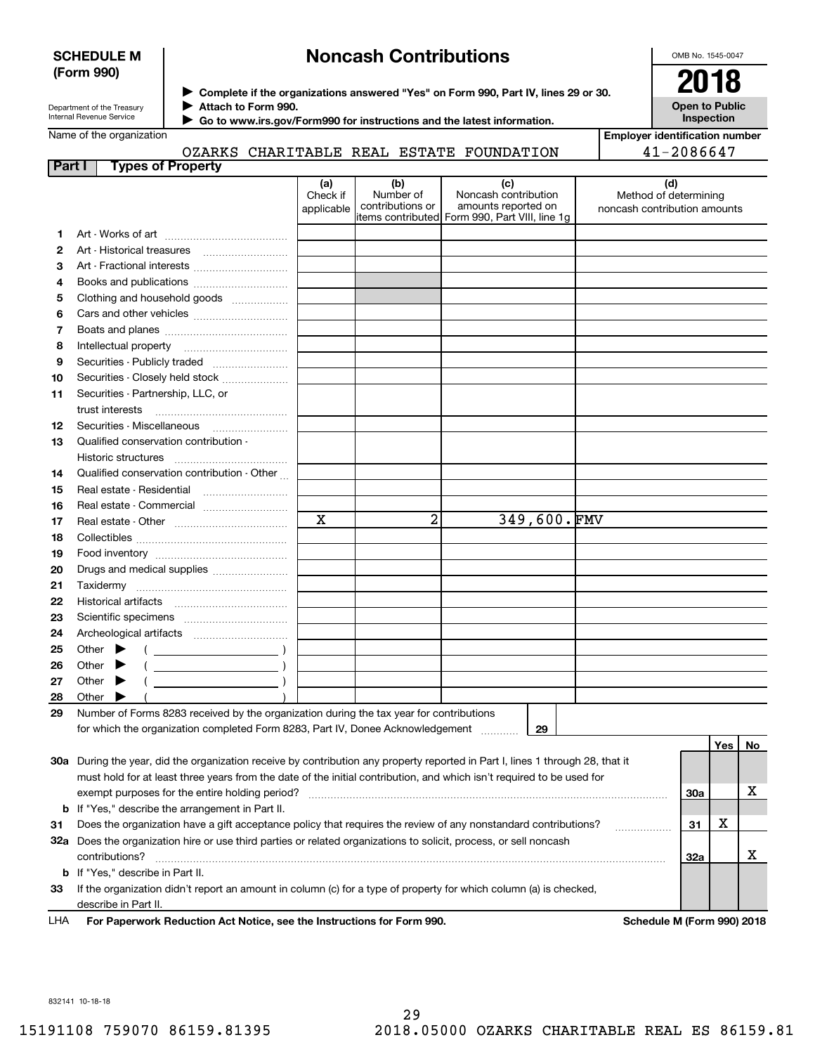**SCHEDULE M (Form 990)**

Department of the Treasury
Internal Revenue Service

# Noncash Contributions

▶ Complete if the organizations answered "Yes" on Form 990, Part IV, lines 29 or 30.
▶ Attach to Form 990.
▶ Go to www.irs.gov/Form990 for instructions and the latest information.

OMB No. 1545-0047

**2018**

**Open to Public Inspection**

Name of the organization: OZARKS CHARITABLE REAL ESTATE FOUNDATION

Employer identification number: 41-2086647

## Part I Types of Property

| | | (a) Check if applicable | (b) Number of contributions or items contributed | (c) Noncash contribution amounts reported on Form 990, Part VIII, line 1g | (d) Method of determining noncash contribution amounts |
|---|---|---|---|---|---|
| 1 | Art - Works of art | | | | |
| 2 | Art - Historical treasures | | | | |
| 3 | Art - Fractional interests | | | | |
| 4 | Books and publications | | | | |
| 5 | Clothing and household goods | | | | |
| 6 | Cars and other vehicles | | | | |
| 7 | Boats and planes | | | | |
| 8 | Intellectual property | | | | |
| 9 | Securities - Publicly traded | | | | |
| 10 | Securities - Closely held stock | | | | |
| 11 | Securities - Partnership, LLC, or trust interests | | | | |
| 12 | Securities - Miscellaneous | | | | |
| 13 | Qualified conservation contribution - Historic structures | | | | |
| 14 | Qualified conservation contribution - Other | | | | |
| 15 | Real estate - Residential | | | | |
| 16 | Real estate - Commercial | | | | |
| 17 | Real estate - Other | X | 2 | 349,600. | FMV |
| 18 | Collectibles | | | | |
| 19 | Food inventory | | | | |
| 20 | Drugs and medical supplies | | | | |
| 21 | Taxidermy | | | | |
| 22 | Historical artifacts | | | | |
| 23 | Scientific specimens | | | | |
| 24 | Archeological artifacts | | | | |
| 25 | Other ▶ ( ) | | | | |
| 26 | Other ▶ ( ) | | | | |
| 27 | Other ▶ ( ) | | | | |
| 28 | Other ▶ ( ) | | | | |

**29** Number of Forms 8283 received by the organization during the tax year for contributions for which the organization completed Form 8283, Part IV, Donee Acknowledgement ..... **29**

| | | | Yes | No |
|---|---|---|---|---|
| **30a** | During the year, did the organization receive by contribution any property reported in Part I, lines 1 through 28, that it must hold for at least three years from the date of the initial contribution, and which isn't required to be used for exempt purposes for the entire holding period? | 30a | | X |
| **b** | If "Yes," describe the arrangement in Part II. | | | |
| **31** | Does the organization have a gift acceptance policy that requires the review of any nonstandard contributions? | 31 | X | |
| **32a** | Does the organization hire or use third parties or related organizations to solicit, process, or sell noncash contributions? | 32a | | X |
| **b** | If "Yes," describe in Part II. | | | |
| **33** | If the organization didn't report an amount in column (c) for a type of property for which column (a) is checked, describe in Part II. | | | |

LHA **For Paperwork Reduction Act Notice, see the Instructions for Form 990.** **Schedule M (Form 990) 2018**

832141 10-18-18

15191108 759070 86159.81395 2018.05000 OZARKS CHARITABLE REAL ES 86159.81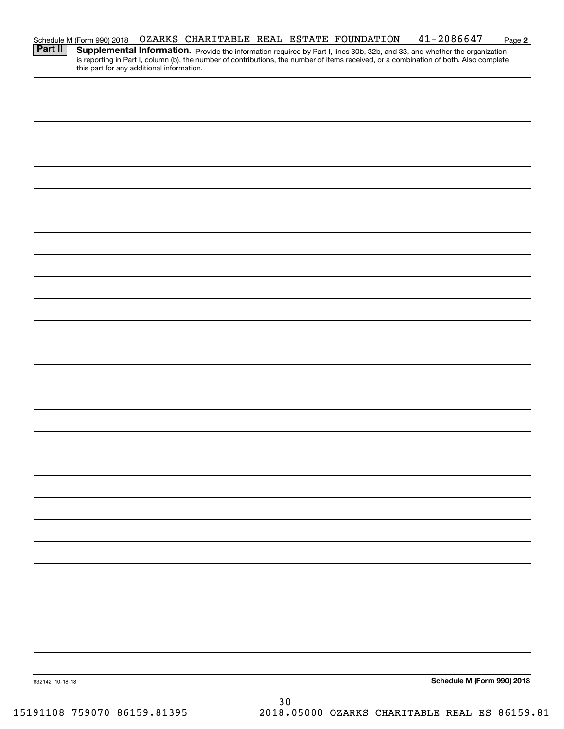Schedule M (Form 990) 2018 OZARKS CHARITABLE REAL ESTATE FOUNDATION 41-2086647

**Part II** **Supplemental Information.** Provide the information required by Part I, lines 30b, 32b, and 33, and whether the organization is reporting in Part I, column (b), the number of contributions, the number of items received, or a combination of both. Also complete this part for any additional information.

832142 10-18-18

**Schedule M (Form 990) 2018**

15191108 759070 86159.81395 2018.05000 OZARKS CHARITABLE REAL ES 86159.81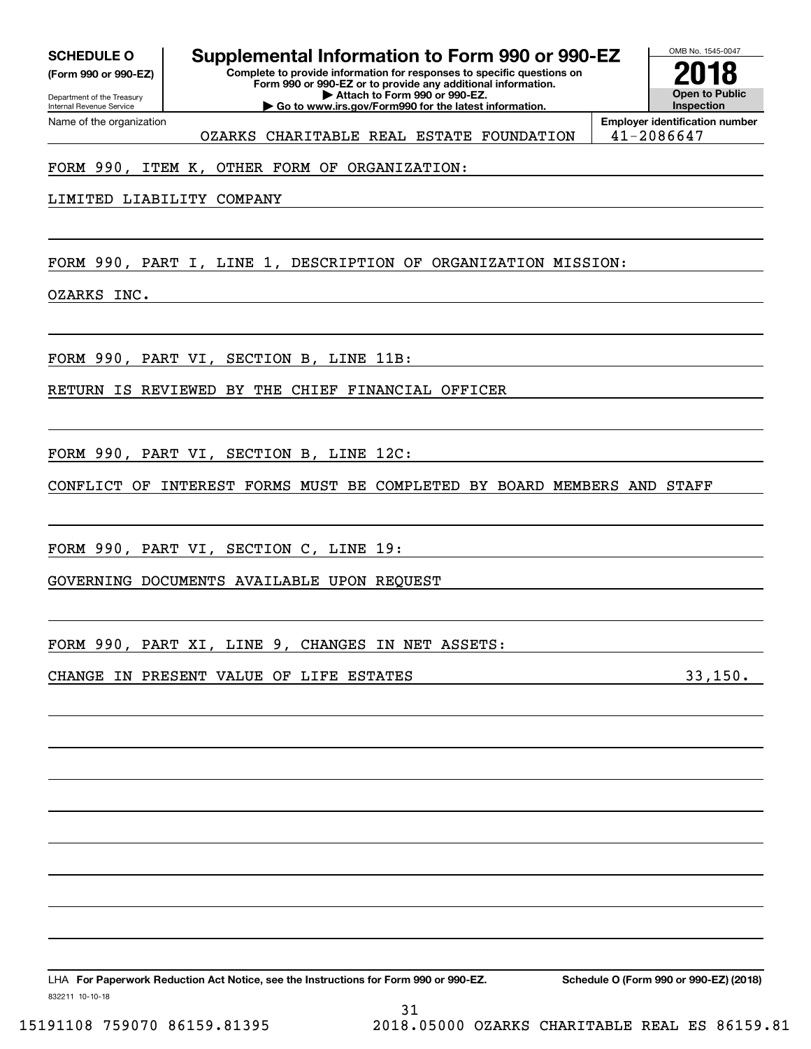**SCHEDULE O**
**(Form 990 or 990-EZ)**

Department of the Treasury
Internal Revenue Service

# Supplemental Information to Form 990 or 990-EZ

**Complete to provide information for responses to specific questions on Form 990 or 990-EZ or to provide any additional information.**
**▶ Attach to Form 990 or 990-EZ.**
**▶ Go to www.irs.gov/Form990 for the latest information.**

OMB No. 1545-0047

**2018**

**Open to Public Inspection**

| Name of the organization | Employer identification number |
|---|---|
| OZARKS CHARITABLE REAL ESTATE FOUNDATION | 41-2086647 |

FORM 990, ITEM K, OTHER FORM OF ORGANIZATION:

LIMITED LIABILITY COMPANY

FORM 990, PART I, LINE 1, DESCRIPTION OF ORGANIZATION MISSION:

OZARKS INC.

FORM 990, PART VI, SECTION B, LINE 11B:

RETURN IS REVIEWED BY THE CHIEF FINANCIAL OFFICER

FORM 990, PART VI, SECTION B, LINE 12C:

CONFLICT OF INTEREST FORMS MUST BE COMPLETED BY BOARD MEMBERS AND STAFF

FORM 990, PART VI, SECTION C, LINE 19:

GOVERNING DOCUMENTS AVAILABLE UPON REQUEST

FORM 990, PART XI, LINE 9, CHANGES IN NET ASSETS:

CHANGE IN PRESENT VALUE OF LIFE ESTATES 33,150.

LHA **For Paperwork Reduction Act Notice, see the Instructions for Form 990 or 990-EZ.** **Schedule O (Form 990 or 990-EZ) (2018)**

832211 10-10-18

15191108 759070 86159.81395 2018.05000 OZARKS CHARITABLE REAL ES 86159.81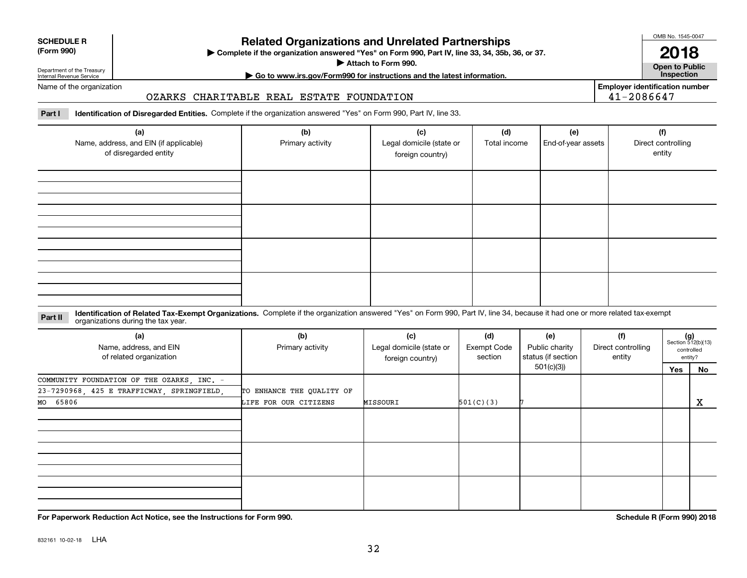**SCHEDULE R (Form 990)**

Department of the Treasury
Internal Revenue Service

# Related Organizations and Unrelated Partnerships

▶ Complete if the organization answered "Yes" on Form 990, Part IV, line 33, 34, 35b, 36, or 37.
▶ Attach to Form 990.
▶ Go to www.irs.gov/Form990 for instructions and the latest information.

OMB No. 1545-0047

**2018**

**Open to Public Inspection**

Name of the organization: OZARKS CHARITABLE REAL ESTATE FOUNDATION

Employer identification number: 41-2086647

**Part I — Identification of Disregarded Entities.** Complete if the organization answered "Yes" on Form 990, Part IV, line 33.

| (a) Name, address, and EIN (if applicable) of disregarded entity | (b) Primary activity | (c) Legal domicile (state or foreign country) | (d) Total income | (e) End-of-year assets | (f) Direct controlling entity |
|---|---|---|---|---|---|
| | | | | | |
| | | | | | |
| | | | | | |
| | | | | | |

**Part II — Identification of Related Tax-Exempt Organizations.** Complete if the organization answered "Yes" on Form 990, Part IV, line 34, because it had one or more related tax-exempt organizations during the tax year.

| (a) Name, address, and EIN of related organization | (b) Primary activity | (c) Legal domicile (state or foreign country) | (d) Exempt Code section | (e) Public charity status (if section 501(c)(3)) | (f) Direct controlling entity | (g) Section 512(b)(13) controlled entity? Yes | No |
|---|---|---|---|---|---|---|---|
| COMMUNITY FOUNDATION OF THE OZARKS, INC. - 23-7290968, 425 E TRAFFICWAY, SPRINGFIELD, MO 65806 | TO ENHANCE THE QUALITY OF LIFE FOR OUR CITIZENS | MISSOURI | 501(C)(3) | 7 | | | X |
| | | | | | | | |
| | | | | | | | |
| | | | | | | | |

**For Paperwork Reduction Act Notice, see the Instructions for Form 990.**

**Schedule R (Form 990) 2018**

832161 10-02-18 LHA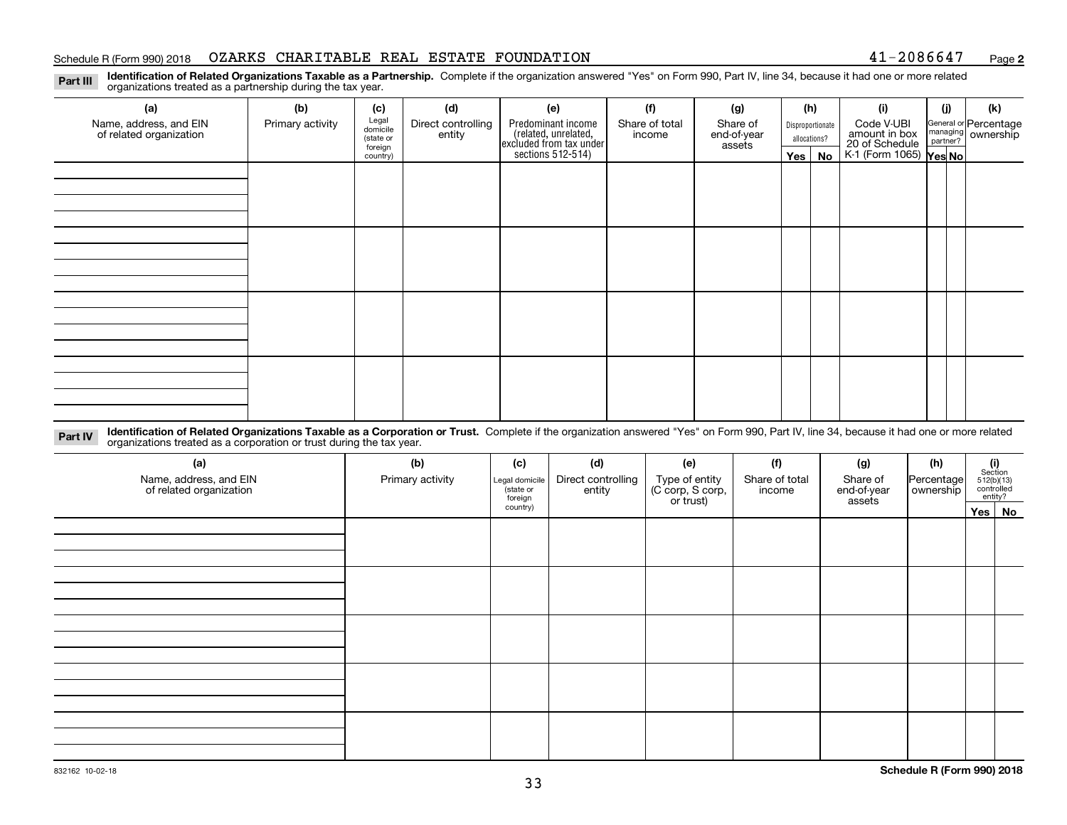Schedule R (Form 990) 2018 OZARKS CHARITABLE REAL ESTATE FOUNDATION 41-2086647 Page **2**

**Part III** **Identification of Related Organizations Taxable as a Partnership.** Complete if the organization answered "Yes" on Form 990, Part IV, line 34, because it had one or more related organizations treated as a partnership during the tax year.

| (a) Name, address, and EIN of related organization | (b) Primary activity | (c) Legal domicile (state or foreign country) | (d) Direct controlling entity | (e) Predominant income (related, unrelated, excluded from tax under sections 512-514) | (f) Share of total income | (g) Share of end-of-year assets | (h) Disproportionate allocations? | | (i) Code V-UBI amount in box 20 of Schedule K-1 (Form 1065) | (j) General or managing partner? | | (k) Percentage ownership |
|---|---|---|---|---|---|---|---|---|---|---|---|---|
| | | | | | | | Yes | No | | Yes | No | |
| | | | | | | | | | | | | |
| | | | | | | | | | | | | |
| | | | | | | | | | | | | |
| | | | | | | | | | | | | |

**Part IV** **Identification of Related Organizations Taxable as a Corporation or Trust.** Complete if the organization answered "Yes" on Form 990, Part IV, line 34, because it had one or more related organizations treated as a corporation or trust during the tax year.

| (a) Name, address, and EIN of related organization | (b) Primary activity | (c) Legal domicile (state or foreign country) | (d) Direct controlling entity | (e) Type of entity (C corp, S corp, or trust) | (f) Share of total income | (g) Share of end-of-year assets | (h) Percentage ownership | (i) Section 512(b)(13) controlled entity? | |
|---|---|---|---|---|---|---|---|---|---|
| | | | | | | | | Yes | No |
| | | | | | | | | | |
| | | | | | | | | | |
| | | | | | | | | | |
| | | | | | | | | | |
| | | | | | | | | | |

832162 10-02-18

**Schedule R (Form 990) 2018**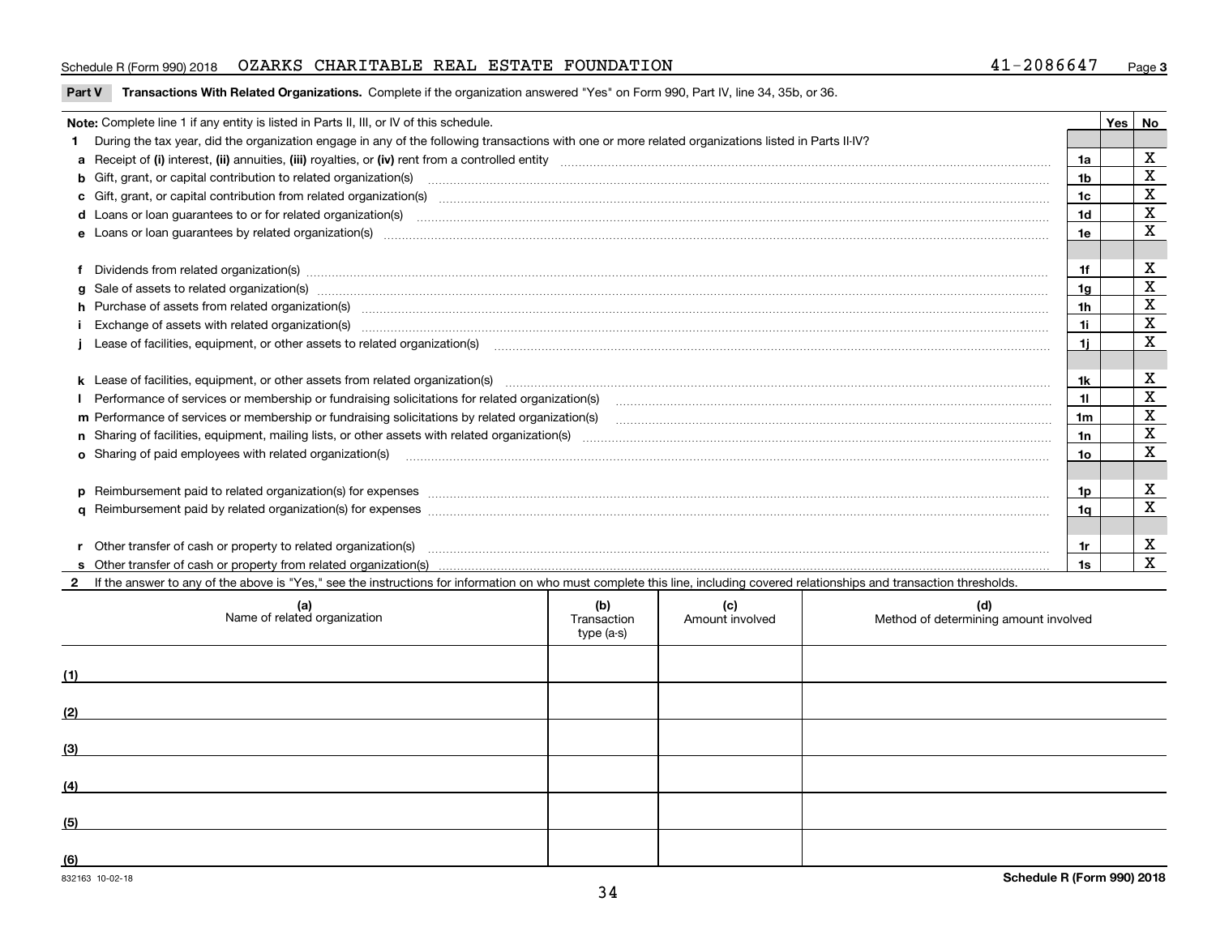Schedule R (Form 990) 2018 OZARKS CHARITABLE REAL ESTATE FOUNDATION 41-2086647

**Part V Transactions With Related Organizations.** Complete if the organization answered "Yes" on Form 990, Part IV, line 34, 35b, or 36.

| **Note:** Complete line 1 if any entity is listed in Parts II, III, or IV of this schedule. | | Yes | No |
|---|---|---|---|
| **1** During the tax year, did the organization engage in any of the following transactions with one or more related organizations listed in Parts II-IV? | | | |
| **a** Receipt of **(i)** interest, **(ii)** annuities, **(iii)** royalties, or **(iv)** rent from a controlled entity | 1a | | X |
| **b** Gift, grant, or capital contribution to related organization(s) | 1b | | X |
| **c** Gift, grant, or capital contribution from related organization(s) | 1c | | X |
| **d** Loans or loan guarantees to or for related organization(s) | 1d | | X |
| **e** Loans or loan guarantees by related organization(s) | 1e | | X |
| **f** Dividends from related organization(s) | 1f | | X |
| **g** Sale of assets to related organization(s) | 1g | | X |
| **h** Purchase of assets from related organization(s) | 1h | | X |
| **i** Exchange of assets with related organization(s) | 1i | | X |
| **j** Lease of facilities, equipment, or other assets to related organization(s) | 1j | | X |
| **k** Lease of facilities, equipment, or other assets from related organization(s) | 1k | | X |
| **l** Performance of services or membership or fundraising solicitations for related organization(s) | 1l | | X |
| **m** Performance of services or membership or fundraising solicitations by related organization(s) | 1m | | X |
| **n** Sharing of facilities, equipment, mailing lists, or other assets with related organization(s) | 1n | | X |
| **o** Sharing of paid employees with related organization(s) | 1o | | X |
| **p** Reimbursement paid to related organization(s) for expenses | 1p | | X |
| **q** Reimbursement paid by related organization(s) for expenses | 1q | | X |
| **r** Other transfer of cash or property to related organization(s) | 1r | | X |
| **s** Other transfer of cash or property from related organization(s) | 1s | | X |

**2** If the answer to any of the above is "Yes," see the instructions for information on who must complete this line, including covered relationships and transaction thresholds.

| | (a) Name of related organization | (b) Transaction type (a-s) | (c) Amount involved | (d) Method of determining amount involved |
|---|---|---|---|---|
| (1) | | | | |
| (2) | | | | |
| (3) | | | | |
| (4) | | | | |
| (5) | | | | |
| (6) | | | | |

832163 10-02-18

Schedule R (Form 990) 2018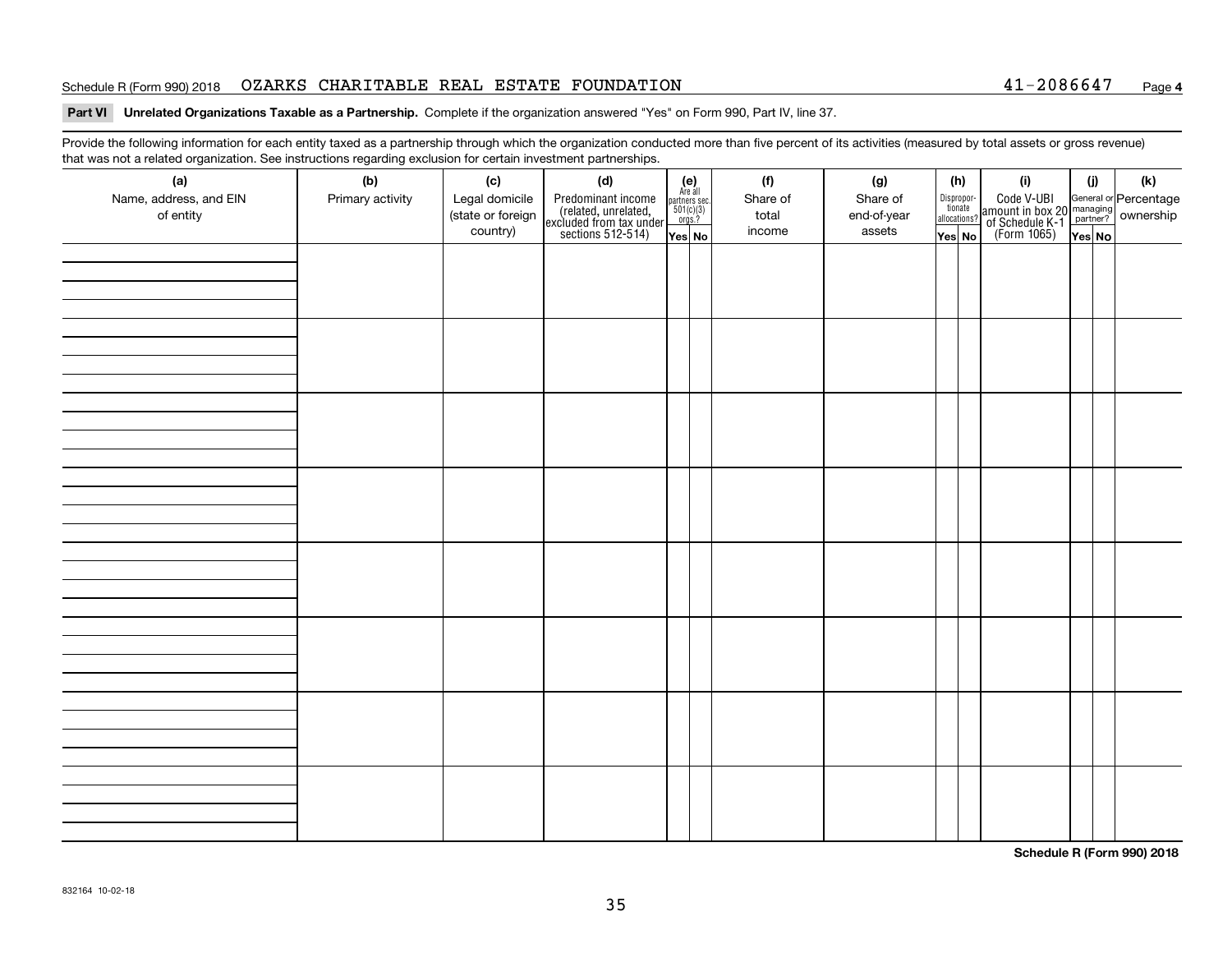Schedule R (Form 990) 2018 OZARKS CHARITABLE REAL ESTATE FOUNDATION 41-2086647 Page **4**

**Part VI Unrelated Organizations Taxable as a Partnership.** Complete if the organization answered "Yes" on Form 990, Part IV, line 37.

Provide the following information for each entity taxed as a partnership through which the organization conducted more than five percent of its activities (measured by total assets or gross revenue) that was not a related organization. See instructions regarding exclusion for certain investment partnerships.

| (a) Name, address, and EIN of entity | (b) Primary activity | (c) Legal domicile (state or foreign country) | (d) Predominant income (related, unrelated, excluded from tax under sections 512-514) | (e) Are all partners sec. 501(c)(3) orgs.? Yes | (e) No | (f) Share of total income | (g) Share of end-of-year assets | (h) Disproportionate allocations? Yes | (h) No | (i) Code V-UBI amount in box 20 of Schedule K-1 (Form 1065) | (j) General or managing partner? Yes | (j) No | (k) Percentage ownership |
|---|---|---|---|---|---|---|---|---|---|---|---|---|---|
| | | | | | | | | | | | | | |
| | | | | | | | | | | | | | |
| | | | | | | | | | | | | | |
| | | | | | | | | | | | | | |
| | | | | | | | | | | | | | |
| | | | | | | | | | | | | | |
| | | | | | | | | | | | | | |
| | | | | | | | | | | | | | |

**Schedule R (Form 990) 2018**

832164 10-02-18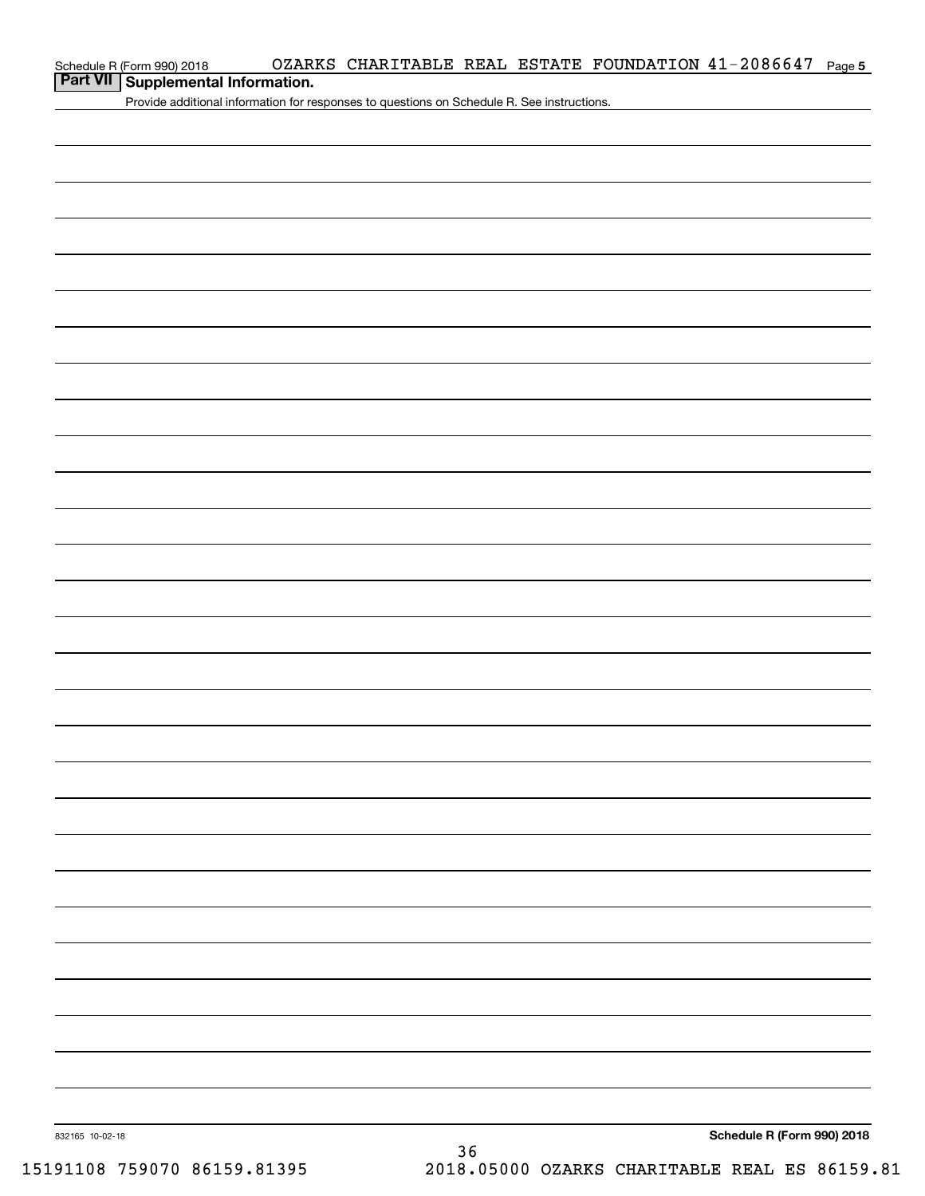## Part VII Supplemental Information.

Provide additional information for responses to questions on Schedule R. See instructions.